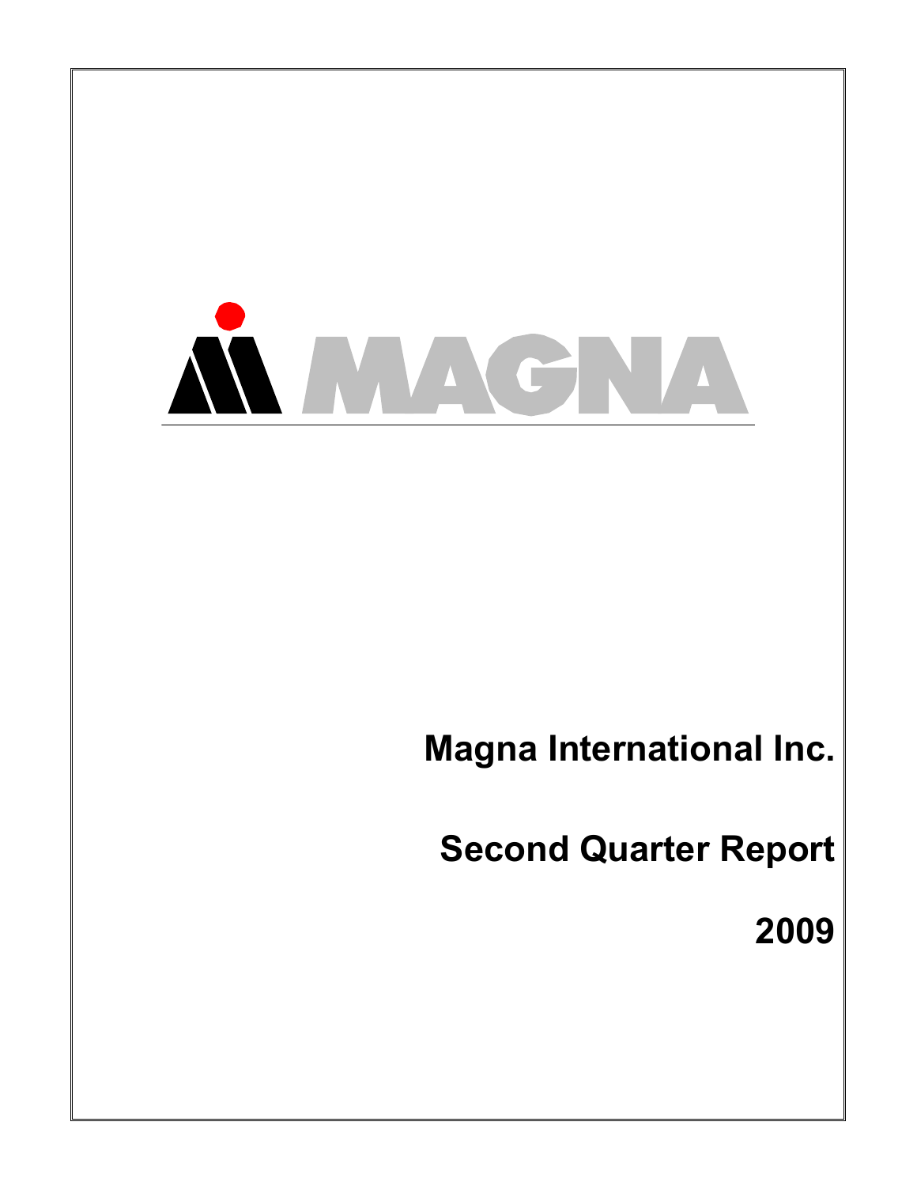MAGNA

# Magna International Inc.

# Second Quarter Report

# 2009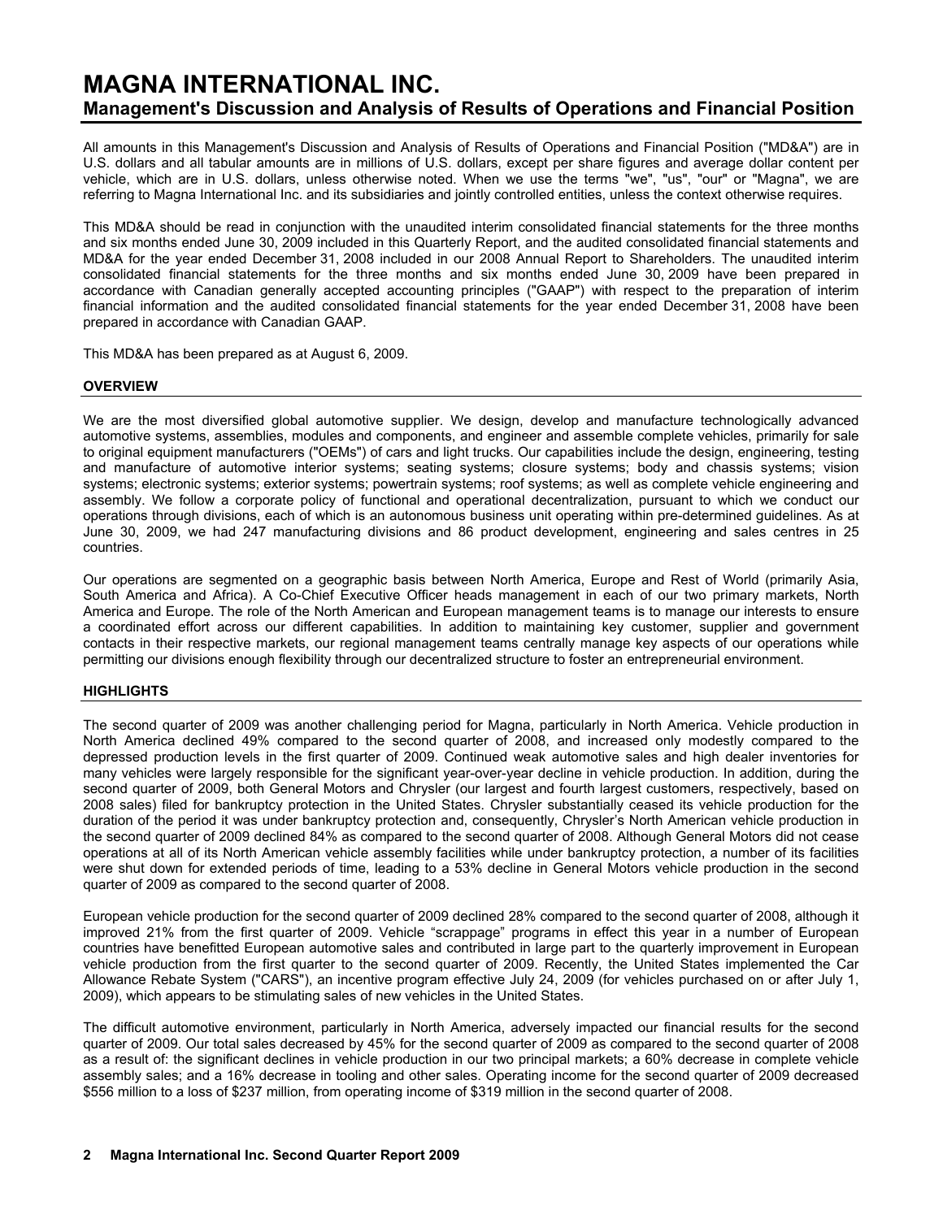# MAGNA INTERNATIONAL INC.

## Management's Discussion and Analysis of Results of Operations and Financial Position

All amounts in this Management's Discussion and Analysis of Results of Operations and Financial Position ("MD&A") are in U.S. dollars and all tabular amounts are in millions of U.S. dollars, except per share figures and average dollar content per vehicle, which are in U.S. dollars, unless otherwise noted. When we use the terms "we", "us", "our" or "Magna", we are referring to Magna International Inc. and its subsidiaries and jointly controlled entities, unless the context otherwise requires.

This MD&A should be read in conjunction with the unaudited interim consolidated financial statements for the three months and six months ended June 30, 2009 included in this Quarterly Report, and the audited consolidated financial statements and MD&A for the year ended December 31, 2008 included in our 2008 Annual Report to Shareholders. The unaudited interim consolidated financial statements for the three months and six months ended June 30, 2009 have been prepared in accordance with Canadian generally accepted accounting principles ("GAAP") with respect to the preparation of interim financial information and the audited consolidated financial statements for the year ended December 31, 2008 have been prepared in accordance with Canadian GAAP.

This MD&A has been prepared as at August 6, 2009.

### OVERVIEW

We are the most diversified global automotive supplier. We design, develop and manufacture technologically advanced automotive systems, assemblies, modules and components, and engineer and assemble complete vehicles, primarily for sale to original equipment manufacturers ("OEMs") of cars and light trucks. Our capabilities include the design, engineering, testing and manufacture of automotive interior systems; seating systems; closure systems; body and chassis systems; vision systems; electronic systems; exterior systems; powertrain systems; roof systems; as well as complete vehicle engineering and assembly. We follow a corporate policy of functional and operational decentralization, pursuant to which we conduct our operations through divisions, each of which is an autonomous business unit operating within pre-determined guidelines. As at June 30, 2009, we had 247 manufacturing divisions and 86 product development, engineering and sales centres in 25 countries.

Our operations are segmented on a geographic basis between North America, Europe and Rest of World (primarily Asia, South America and Africa). A Co-Chief Executive Officer heads management in each of our two primary markets, North America and Europe. The role of the North American and European management teams is to manage our interests to ensure a coordinated effort across our different capabilities. In addition to maintaining key customer, supplier and government contacts in their respective markets, our regional management teams centrally manage key aspects of our operations while permitting our divisions enough flexibility through our decentralized structure to foster an entrepreneurial environment.

### HIGHLIGHTS

The second quarter of 2009 was another challenging period for Magna, particularly in North America. Vehicle production in North America declined 49% compared to the second quarter of 2008, and increased only modestly compared to the depressed production levels in the first quarter of 2009. Continued weak automotive sales and high dealer inventories for many vehicles were largely responsible for the significant year-over-year decline in vehicle production. In addition, during the second quarter of 2009, both General Motors and Chrysler (our largest and fourth largest customers, respectively, based on 2008 sales) filed for bankruptcy protection in the United States. Chrysler substantially ceased its vehicle production for the duration of the period it was under bankruptcy protection and, consequently, Chrysler's North American vehicle production in the second quarter of 2009 declined 84% as compared to the second quarter of 2008. Although General Motors did not cease operations at all of its North American vehicle assembly facilities while under bankruptcy protection, a number of its facilities were shut down for extended periods of time, leading to a 53% decline in General Motors vehicle production in the second quarter of 2009 as compared to the second quarter of 2008.

European vehicle production for the second quarter of 2009 declined 28% compared to the second quarter of 2008, although it improved 21% from the first quarter of 2009. Vehicle "scrappage" programs in effect this year in a number of European countries have benefitted European automotive sales and contributed in large part to the quarterly improvement in European vehicle production from the first quarter to the second quarter of 2009. Recently, the United States implemented the Car Allowance Rebate System ("CARS"), an incentive program effective July 24, 2009 (for vehicles purchased on or after July 1, 2009), which appears to be stimulating sales of new vehicles in the United States.

The difficult automotive environment, particularly in North America, adversely impacted our financial results for the second quarter of 2009. Our total sales decreased by 45% for the second quarter of 2009 as compared to the second quarter of 2008 as a result of: the significant declines in vehicle production in our two principal markets; a 60% decrease in complete vehicle assembly sales; and a 16% decrease in tooling and other sales. Operating income for the second quarter of 2009 decreased $556 million to a loss of $237 million, from operating income of $319 million in the second quarter of 2008.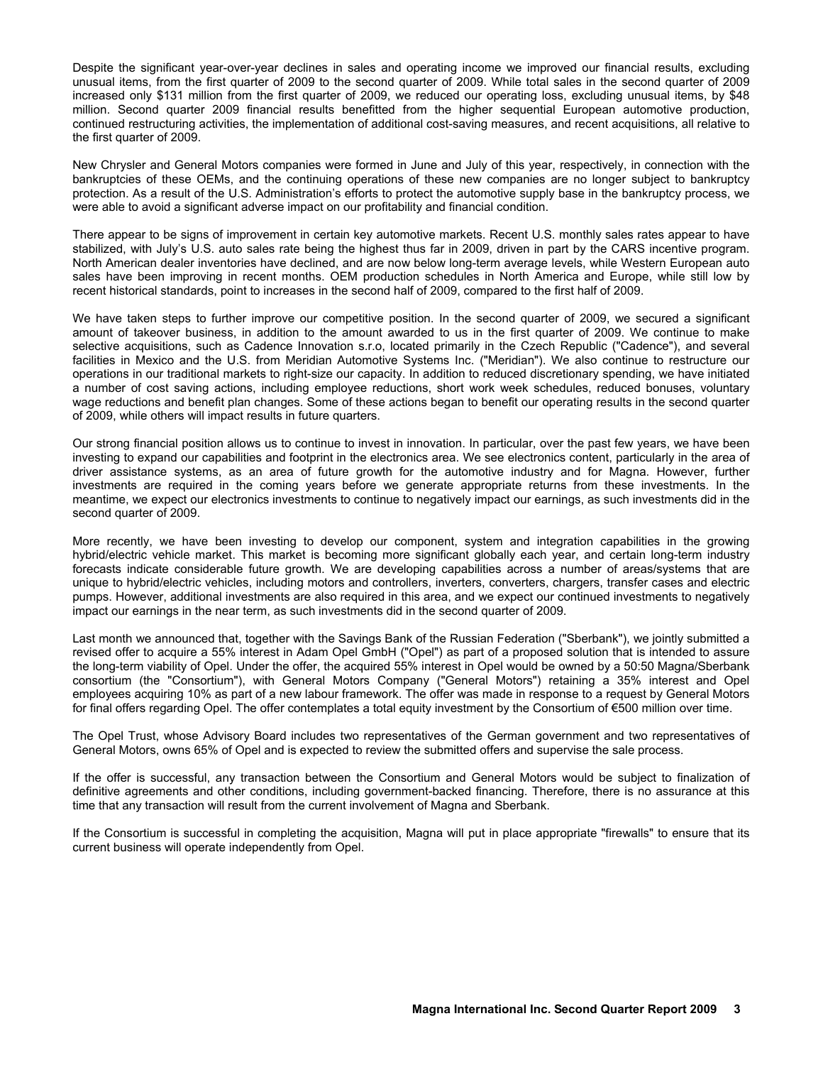Despite the significant year-over-year declines in sales and operating income we improved our financial results, excluding unusual items, from the first quarter of 2009 to the second quarter of 2009. While total sales in the second quarter of 2009 increased only $131 million from the first quarter of 2009, we reduced our operating loss, excluding unusual items, by $48 million. Second quarter 2009 financial results benefitted from the higher sequential European automotive production, continued restructuring activities, the implementation of additional cost-saving measures, and recent acquisitions, all relative to the first quarter of 2009.

New Chrysler and General Motors companies were formed in June and July of this year, respectively, in connection with the bankruptcies of these OEMs, and the continuing operations of these new companies are no longer subject to bankruptcy protection. As a result of the U.S. Administration's efforts to protect the automotive supply base in the bankruptcy process, we were able to avoid a significant adverse impact on our profitability and financial condition.

There appear to be signs of improvement in certain key automotive markets. Recent U.S. monthly sales rates appear to have stabilized, with July's U.S. auto sales rate being the highest thus far in 2009, driven in part by the CARS incentive program. North American dealer inventories have declined, and are now below long-term average levels, while Western European auto sales have been improving in recent months. OEM production schedules in North America and Europe, while still low by recent historical standards, point to increases in the second half of 2009, compared to the first half of 2009.

We have taken steps to further improve our competitive position. In the second quarter of 2009, we secured a significant amount of takeover business, in addition to the amount awarded to us in the first quarter of 2009. We continue to make selective acquisitions, such as Cadence Innovation s.r.o, located primarily in the Czech Republic ("Cadence"), and several facilities in Mexico and the U.S. from Meridian Automotive Systems Inc. ("Meridian"). We also continue to restructure our operations in our traditional markets to right-size our capacity. In addition to reduced discretionary spending, we have initiated a number of cost saving actions, including employee reductions, short work week schedules, reduced bonuses, voluntary wage reductions and benefit plan changes. Some of these actions began to benefit our operating results in the second quarter of 2009, while others will impact results in future quarters.

Our strong financial position allows us to continue to invest in innovation. In particular, over the past few years, we have been investing to expand our capabilities and footprint in the electronics area. We see electronics content, particularly in the area of driver assistance systems, as an area of future growth for the automotive industry and for Magna. However, further investments are required in the coming years before we generate appropriate returns from these investments. In the meantime, we expect our electronics investments to continue to negatively impact our earnings, as such investments did in the second quarter of 2009.

More recently, we have been investing to develop our component, system and integration capabilities in the growing hybrid/electric vehicle market. This market is becoming more significant globally each year, and certain long-term industry forecasts indicate considerable future growth. We are developing capabilities across a number of areas/systems that are unique to hybrid/electric vehicles, including motors and controllers, inverters, converters, chargers, transfer cases and electric pumps. However, additional investments are also required in this area, and we expect our continued investments to negatively impact our earnings in the near term, as such investments did in the second quarter of 2009.

Last month we announced that, together with the Savings Bank of the Russian Federation ("Sberbank"), we jointly submitted a revised offer to acquire a 55% interest in Adam Opel GmbH ("Opel") as part of a proposed solution that is intended to assure the long-term viability of Opel. Under the offer, the acquired 55% interest in Opel would be owned by a 50:50 Magna/Sberbank consortium (the "Consortium"), with General Motors Company ("General Motors") retaining a 35% interest and Opel employees acquiring 10% as part of a new labour framework. The offer was made in response to a request by General Motors for final offers regarding Opel. The offer contemplates a total equity investment by the Consortium of €500 million over time.

The Opel Trust, whose Advisory Board includes two representatives of the German government and two representatives of General Motors, owns 65% of Opel and is expected to review the submitted offers and supervise the sale process.

If the offer is successful, any transaction between the Consortium and General Motors would be subject to finalization of definitive agreements and other conditions, including government-backed financing. Therefore, there is no assurance at this time that any transaction will result from the current involvement of Magna and Sberbank.

If the Consortium is successful in completing the acquisition, Magna will put in place appropriate "firewalls" to ensure that its current business will operate independently from Opel.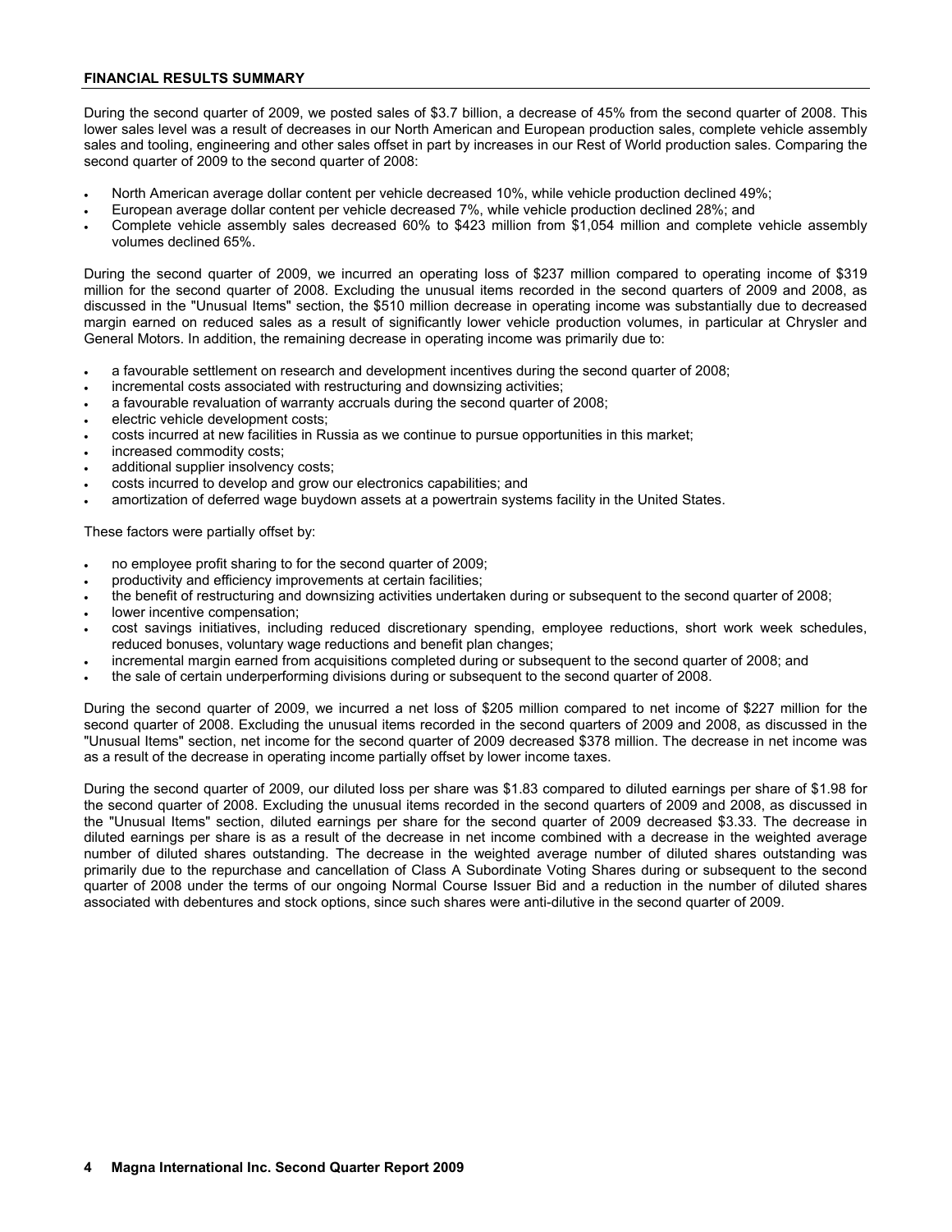## FINANCIAL RESULTS SUMMARY

During the second quarter of 2009, we posted sales of $3.7 billion, a decrease of 45% from the second quarter of 2008. This lower sales level was a result of decreases in our North American and European production sales, complete vehicle assembly sales and tooling, engineering and other sales offset in part by increases in our Rest of World production sales. Comparing the second quarter of 2009 to the second quarter of 2008:

- North American average dollar content per vehicle decreased 10%, while vehicle production declined 49%;
- European average dollar content per vehicle decreased 7%, while vehicle production declined 28%; and
- Complete vehicle assembly sales decreased 60% to $423 million from $1,054 million and complete vehicle assembly volumes declined 65%.

During the second quarter of 2009, we incurred an operating loss of $237 million compared to operating income of $319 million for the second quarter of 2008. Excluding the unusual items recorded in the second quarters of 2009 and 2008, as discussed in the "Unusual Items" section, the $510 million decrease in operating income was substantially due to decreased margin earned on reduced sales as a result of significantly lower vehicle production volumes, in particular at Chrysler and General Motors. In addition, the remaining decrease in operating income was primarily due to:

- a favourable settlement on research and development incentives during the second quarter of 2008;
- incremental costs associated with restructuring and downsizing activities;
- a favourable revaluation of warranty accruals during the second quarter of 2008;
- electric vehicle development costs;
- costs incurred at new facilities in Russia as we continue to pursue opportunities in this market;
- increased commodity costs;
- additional supplier insolvency costs;
- costs incurred to develop and grow our electronics capabilities; and
- amortization of deferred wage buydown assets at a powertrain systems facility in the United States.

These factors were partially offset by:

- no employee profit sharing to for the second quarter of 2009;
- productivity and efficiency improvements at certain facilities;
- the benefit of restructuring and downsizing activities undertaken during or subsequent to the second quarter of 2008;
- lower incentive compensation;
- cost savings initiatives, including reduced discretionary spending, employee reductions, short work week schedules, reduced bonuses, voluntary wage reductions and benefit plan changes;
- incremental margin earned from acquisitions completed during or subsequent to the second quarter of 2008; and
- the sale of certain underperforming divisions during or subsequent to the second quarter of 2008.

During the second quarter of 2009, we incurred a net loss of $205 million compared to net income of $227 million for the second quarter of 2008. Excluding the unusual items recorded in the second quarters of 2009 and 2008, as discussed in the "Unusual Items" section, net income for the second quarter of 2009 decreased $378 million. The decrease in net income was as a result of the decrease in operating income partially offset by lower income taxes.

During the second quarter of 2009, our diluted loss per share was $1.83 compared to diluted earnings per share of $1.98 for the second quarter of 2008. Excluding the unusual items recorded in the second quarters of 2009 and 2008, as discussed in the "Unusual Items" section, diluted earnings per share for the second quarter of 2009 decreased $3.33. The decrease in diluted earnings per share is as a result of the decrease in net income combined with a decrease in the weighted average number of diluted shares outstanding. The decrease in the weighted average number of diluted shares outstanding was primarily due to the repurchase and cancellation of Class A Subordinate Voting Shares during or subsequent to the second quarter of 2008 under the terms of our ongoing Normal Course Issuer Bid and a reduction in the number of diluted shares associated with debentures and stock options, since such shares were anti-dilutive in the second quarter of 2009.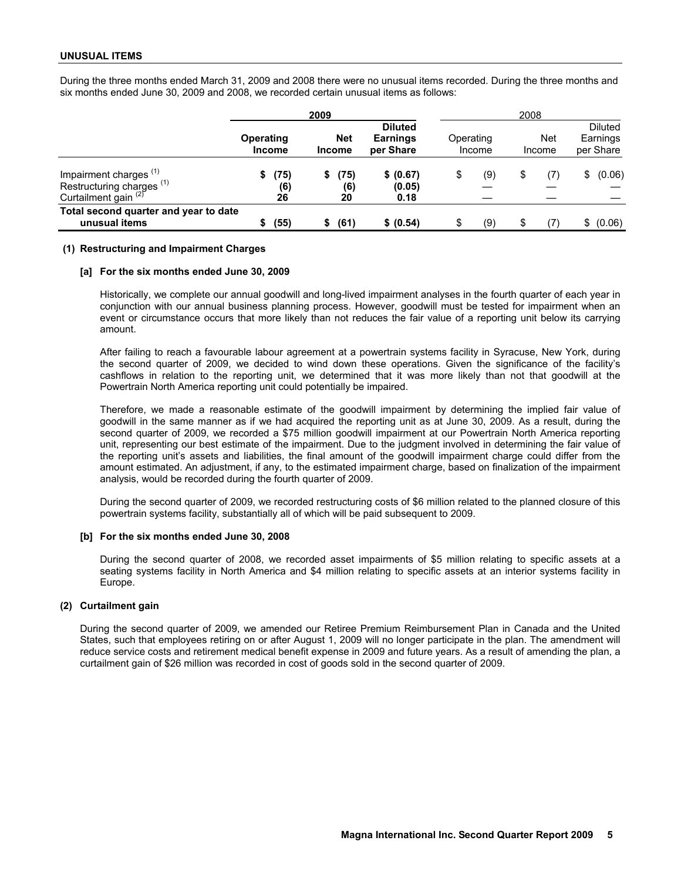## UNUSUAL ITEMS

During the three months ended March 31, 2009 and 2008 there were no unusual items recorded. During the three months and six months ended June 30, 2009 and 2008, we recorded certain unusual items as follows:

| | 2009 | | | 2008 | | |
|---|---|---|---|---|---|---|
| | **Operating Income** | **Net Income** | **Diluted Earnings per Share** | Operating Income | Net Income | Diluted Earnings per Share |
| Impairment charges [(1)] | **$ (75)** | **$ (75)** | **$ (0.67)** | $ (9) | $ (7) | $ (0.06) |
| Restructuring charges [(1)] | **(6)** | **(6)** | **(0.05)** | — | — | — |
| Curtailment gain [(2)] | **26** | **20** | **0.18** | — | — | — |
| **Total second quarter and year to date unusual items** | **$ (55)** | **$ (61)** | **$ (0.54)** | $ (9) | $ (7) | $ (0.06) |

### (1) Restructuring and Impairment Charges

#### [a] For the six months ended June 30, 2009

Historically, we complete our annual goodwill and long-lived impairment analyses in the fourth quarter of each year in conjunction with our annual business planning process. However, goodwill must be tested for impairment when an event or circumstance occurs that more likely than not reduces the fair value of a reporting unit below its carrying amount.

After failing to reach a favourable labour agreement at a powertrain systems facility in Syracuse, New York, during the second quarter of 2009, we decided to wind down these operations. Given the significance of the facility's cashflows in relation to the reporting unit, we determined that it was more likely than not that goodwill at the Powertrain North America reporting unit could potentially be impaired.

Therefore, we made a reasonable estimate of the goodwill impairment by determining the implied fair value of goodwill in the same manner as if we had acquired the reporting unit as at June 30, 2009. As a result, during the second quarter of 2009, we recorded a $75 million goodwill impairment at our Powertrain North America reporting unit, representing our best estimate of the impairment. Due to the judgment involved in determining the fair value of the reporting unit's assets and liabilities, the final amount of the goodwill impairment charge could differ from the amount estimated. An adjustment, if any, to the estimated impairment charge, based on finalization of the impairment analysis, would be recorded during the fourth quarter of 2009.

During the second quarter of 2009, we recorded restructuring costs of $6 million related to the planned closure of this powertrain systems facility, substantially all of which will be paid subsequent to 2009.

#### [b] For the six months ended June 30, 2008

During the second quarter of 2008, we recorded asset impairments of $5 million relating to specific assets at a seating systems facility in North America and $4 million relating to specific assets at an interior systems facility in Europe.

### (2) Curtailment gain

During the second quarter of 2009, we amended our Retiree Premium Reimbursement Plan in Canada and the United States, such that employees retiring on or after August 1, 2009 will no longer participate in the plan. The amendment will reduce service costs and retirement medical benefit expense in 2009 and future years. As a result of amending the plan, a curtailment gain of $26 million was recorded in cost of goods sold in the second quarter of 2009.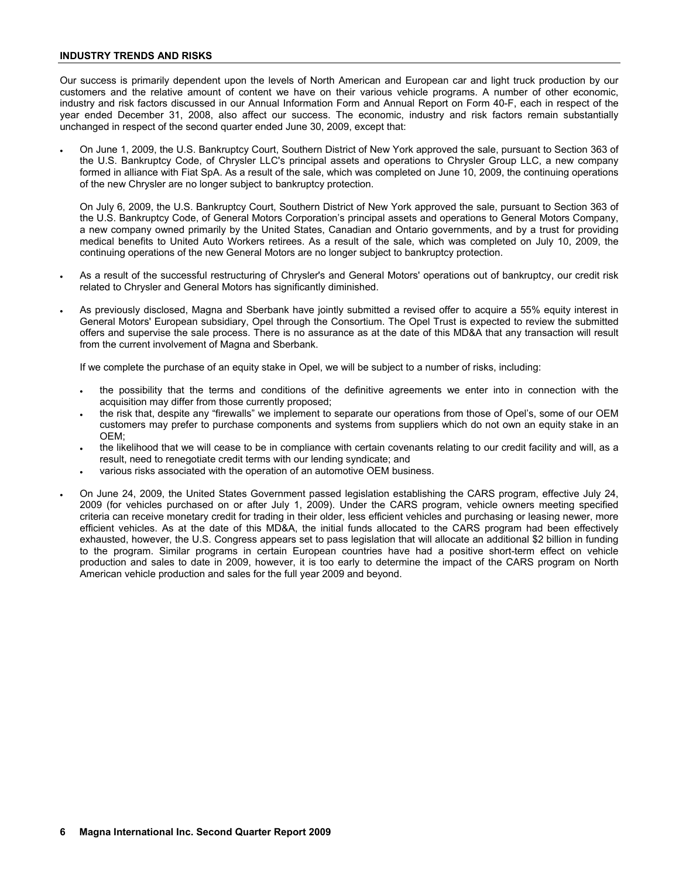## INDUSTRY TRENDS AND RISKS

Our success is primarily dependent upon the levels of North American and European car and light truck production by our customers and the relative amount of content we have on their various vehicle programs. A number of other economic, industry and risk factors discussed in our Annual Information Form and Annual Report on Form 40-F, each in respect of the year ended December 31, 2008, also affect our success. The economic, industry and risk factors remain substantially unchanged in respect of the second quarter ended June 30, 2009, except that:

- On June 1, 2009, the U.S. Bankruptcy Court, Southern District of New York approved the sale, pursuant to Section 363 of the U.S. Bankruptcy Code, of Chrysler LLC's principal assets and operations to Chrysler Group LLC, a new company formed in alliance with Fiat SpA. As a result of the sale, which was completed on June 10, 2009, the continuing operations of the new Chrysler are no longer subject to bankruptcy protection.

  On July 6, 2009, the U.S. Bankruptcy Court, Southern District of New York approved the sale, pursuant to Section 363 of the U.S. Bankruptcy Code, of General Motors Corporation's principal assets and operations to General Motors Company, a new company owned primarily by the United States, Canadian and Ontario governments, and by a trust for providing medical benefits to United Auto Workers retirees. As a result of the sale, which was completed on July 10, 2009, the continuing operations of the new General Motors are no longer subject to bankruptcy protection.

- As a result of the successful restructuring of Chrysler's and General Motors' operations out of bankruptcy, our credit risk related to Chrysler and General Motors has significantly diminished.

- As previously disclosed, Magna and Sberbank have jointly submitted a revised offer to acquire a 55% equity interest in General Motors' European subsidiary, Opel through the Consortium. The Opel Trust is expected to review the submitted offers and supervise the sale process. There is no assurance as at the date of this MD&A that any transaction will result from the current involvement of Magna and Sberbank.

  If we complete the purchase of an equity stake in Opel, we will be subject to a number of risks, including:

  - the possibility that the terms and conditions of the definitive agreements we enter into in connection with the acquisition may differ from those currently proposed;
  - the risk that, despite any "firewalls" we implement to separate our operations from those of Opel's, some of our OEM customers may prefer to purchase components and systems from suppliers which do not own an equity stake in an OEM;
  - the likelihood that we will cease to be in compliance with certain covenants relating to our credit facility and will, as a result, need to renegotiate credit terms with our lending syndicate; and
  - various risks associated with the operation of an automotive OEM business.

- On June 24, 2009, the United States Government passed legislation establishing the CARS program, effective July 24, 2009 (for vehicles purchased on or after July 1, 2009). Under the CARS program, vehicle owners meeting specified criteria can receive monetary credit for trading in their older, less efficient vehicles and purchasing or leasing newer, more efficient vehicles. As at the date of this MD&A, the initial funds allocated to the CARS program had been effectively exhausted, however, the U.S. Congress appears set to pass legislation that will allocate an additional $2 billion in funding to the program. Similar programs in certain European countries have had a positive short-term effect on vehicle production and sales to date in 2009, however, it is too early to determine the impact of the CARS program on North American vehicle production and sales for the full year 2009 and beyond.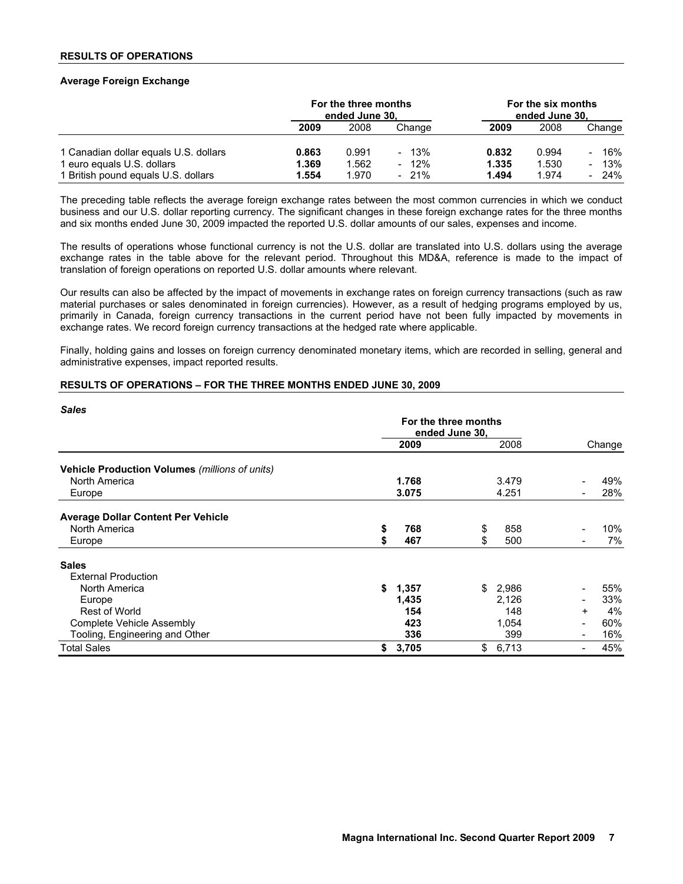## RESULTS OF OPERATIONS

### Average Foreign Exchange

| | For the three months ended June 30, | | | For the six months ended June 30, | | |
|---|---|---|---|---|---|---|
| | **2009** | 2008 | Change | **2009** | 2008 | Change |
| 1 Canadian dollar equals U.S. dollars | **0.863** | 0.991 | - 13% | **0.832** | 0.994 | - 16% |
| 1 euro equals U.S. dollars | **1.369** | 1.562 | - 12% | **1.335** | 1.530 | - 13% |
| 1 British pound equals U.S. dollars | **1.554** | 1.970 | - 21% | **1.494** | 1.974 | - 24% |

The preceding table reflects the average foreign exchange rates between the most common currencies in which we conduct business and our U.S. dollar reporting currency. The significant changes in these foreign exchange rates for the three months and six months ended June 30, 2009 impacted the reported U.S. dollar amounts of our sales, expenses and income.

The results of operations whose functional currency is not the U.S. dollar are translated into U.S. dollars using the average exchange rates in the table above for the relevant period. Throughout this MD&A, reference is made to the impact of translation of foreign operations on reported U.S. dollar amounts where relevant.

Our results can also be affected by the impact of movements in exchange rates on foreign currency transactions (such as raw material purchases or sales denominated in foreign currencies). However, as a result of hedging programs employed by us, primarily in Canada, foreign currency transactions in the current period have not been fully impacted by movements in exchange rates. We record foreign currency transactions at the hedged rate where applicable.

Finally, holding gains and losses on foreign currency denominated monetary items, which are recorded in selling, general and administrative expenses, impact reported results.

## RESULTS OF OPERATIONS – FOR THE THREE MONTHS ENDED JUNE 30, 2009

### *Sales*

| | For the three months ended June 30, | | |
|---|---|---|---|
| | **2009** | 2008 | Change |
| **Vehicle Production Volumes** *(millions of units)* | | | |
| North America | **1.768** | 3.479 | - 49% |
| Europe | **3.075** | 4.251 | - 28% |
| **Average Dollar Content Per Vehicle** | | | |
| North America | **$ 768** | $ 858 | - 10% |
| Europe | **$ 467** | $ 500 | - 7% |
| **Sales** | | | |
| External Production | | | |
| North America | **$ 1,357** | $ 2,986 | - 55% |
| Europe | **1,435** | 2,126 | - 33% |
| Rest of World | **154** | 148 | + 4% |
| Complete Vehicle Assembly | **423** | 1,054 | - 60% |
| Tooling, Engineering and Other | **336** | 399 | - 16% |
| Total Sales | **$ 3,705** | $ 6,713 | - 45% |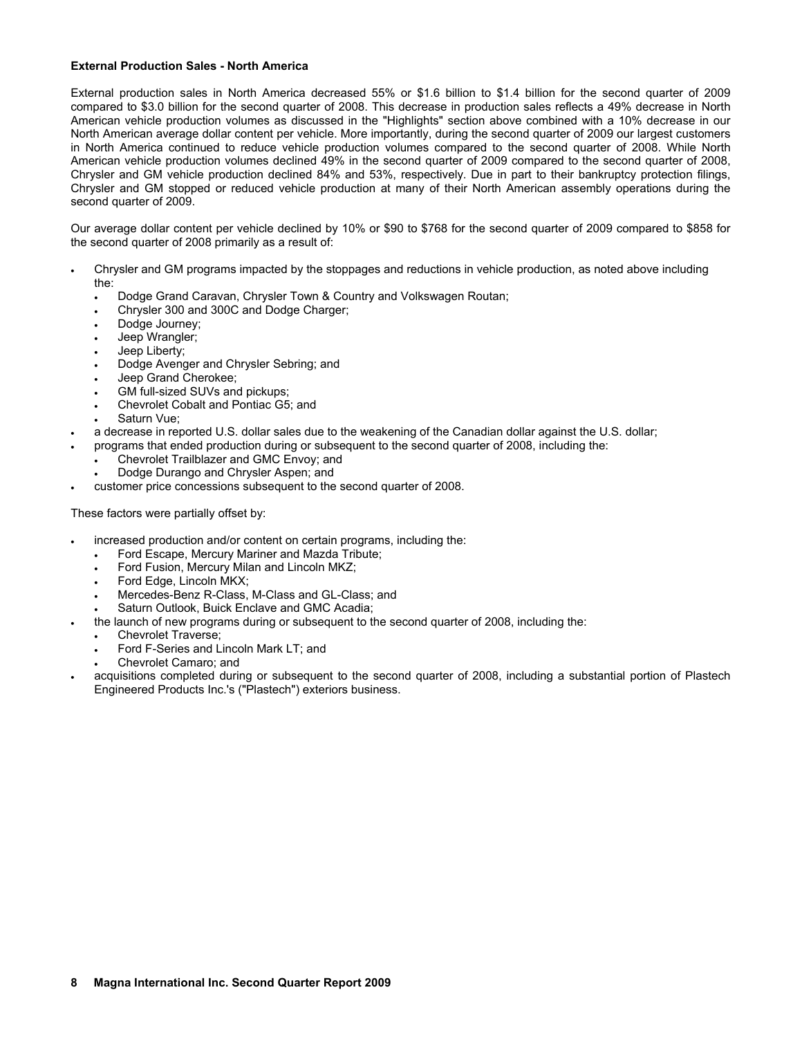**External Production Sales - North America**

External production sales in North America decreased 55% or $1.6 billion to $1.4 billion for the second quarter of 2009 compared to $3.0 billion for the second quarter of 2008. This decrease in production sales reflects a 49% decrease in North American vehicle production volumes as discussed in the "Highlights" section above combined with a 10% decrease in our North American average dollar content per vehicle. More importantly, during the second quarter of 2009 our largest customers in North America continued to reduce vehicle production volumes compared to the second quarter of 2008. While North American vehicle production volumes declined 49% in the second quarter of 2009 compared to the second quarter of 2008, Chrysler and GM vehicle production declined 84% and 53%, respectively. Due in part to their bankruptcy protection filings, Chrysler and GM stopped or reduced vehicle production at many of their North American assembly operations during the second quarter of 2009.

Our average dollar content per vehicle declined by 10% or $90 to $768 for the second quarter of 2009 compared to $858 for the second quarter of 2008 primarily as a result of:

- Chrysler and GM programs impacted by the stoppages and reductions in vehicle production, as noted above including the:
  - Dodge Grand Caravan, Chrysler Town & Country and Volkswagen Routan;
  - Chrysler 300 and 300C and Dodge Charger;
  - Dodge Journey;
  - Jeep Wrangler;
  - Jeep Liberty;
  - Dodge Avenger and Chrysler Sebring; and
  - Jeep Grand Cherokee;
  - GM full-sized SUVs and pickups;
  - Chevrolet Cobalt and Pontiac G5; and
  - Saturn Vue;
- a decrease in reported U.S. dollar sales due to the weakening of the Canadian dollar against the U.S. dollar;
- programs that ended production during or subsequent to the second quarter of 2008, including the:
  - Chevrolet Trailblazer and GMC Envoy; and
  - Dodge Durango and Chrysler Aspen; and
- customer price concessions subsequent to the second quarter of 2008.

These factors were partially offset by:

- increased production and/or content on certain programs, including the:
  - Ford Escape, Mercury Mariner and Mazda Tribute;
  - Ford Fusion, Mercury Milan and Lincoln MKZ;
  - Ford Edge, Lincoln MKX;
  - Mercedes-Benz R-Class, M-Class and GL-Class; and
  - Saturn Outlook, Buick Enclave and GMC Acadia;
- the launch of new programs during or subsequent to the second quarter of 2008, including the:
  - Chevrolet Traverse;
  - Ford F-Series and Lincoln Mark LT; and
  - Chevrolet Camaro; and
- acquisitions completed during or subsequent to the second quarter of 2008, including a substantial portion of Plastech Engineered Products Inc.'s ("Plastech") exteriors business.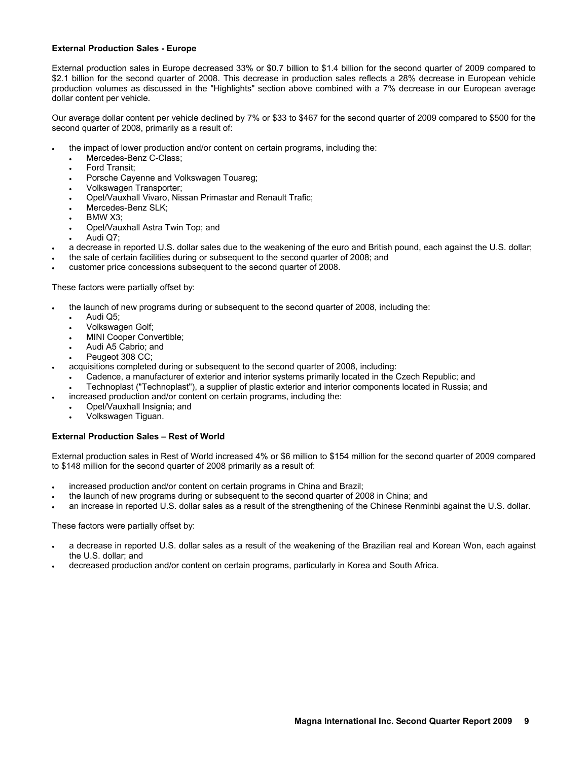**External Production Sales - Europe**

External production sales in Europe decreased 33% or $0.7 billion to $1.4 billion for the second quarter of 2009 compared to $2.1 billion for the second quarter of 2008. This decrease in production sales reflects a 28% decrease in European vehicle production volumes as discussed in the "Highlights" section above combined with a 7% decrease in our European average dollar content per vehicle.

Our average dollar content per vehicle declined by 7% or $33 to $467 for the second quarter of 2009 compared to $500 for the second quarter of 2008, primarily as a result of:

- the impact of lower production and/or content on certain programs, including the:
  - Mercedes-Benz C-Class;
  - Ford Transit;
  - Porsche Cayenne and Volkswagen Touareg;
  - Volkswagen Transporter;
  - Opel/Vauxhall Vivaro, Nissan Primastar and Renault Trafic;
  - Mercedes-Benz SLK;
  - BMW X3;
  - Opel/Vauxhall Astra Twin Top; and
  - Audi Q7;
- a decrease in reported U.S. dollar sales due to the weakening of the euro and British pound, each against the U.S. dollar;
- the sale of certain facilities during or subsequent to the second quarter of 2008; and
- customer price concessions subsequent to the second quarter of 2008.

These factors were partially offset by:

- the launch of new programs during or subsequent to the second quarter of 2008, including the:
  - Audi Q5;
  - Volkswagen Golf;
  - MINI Cooper Convertible;
  - Audi A5 Cabrio; and
  - Peugeot 308 CC;
- acquisitions completed during or subsequent to the second quarter of 2008, including:
  - Cadence, a manufacturer of exterior and interior systems primarily located in the Czech Republic; and
  - Technoplast ("Technoplast"), a supplier of plastic exterior and interior components located in Russia; and
- increased production and/or content on certain programs, including the:
  - Opel/Vauxhall Insignia; and
  - Volkswagen Tiguan.

**External Production Sales – Rest of World**

External production sales in Rest of World increased 4% or $6 million to $154 million for the second quarter of 2009 compared to $148 million for the second quarter of 2008 primarily as a result of:

- increased production and/or content on certain programs in China and Brazil;
- the launch of new programs during or subsequent to the second quarter of 2008 in China; and
- an increase in reported U.S. dollar sales as a result of the strengthening of the Chinese Renminbi against the U.S. dollar.

These factors were partially offset by:

- a decrease in reported U.S. dollar sales as a result of the weakening of the Brazilian real and Korean Won, each against the U.S. dollar; and
- decreased production and/or content on certain programs, particularly in Korea and South Africa.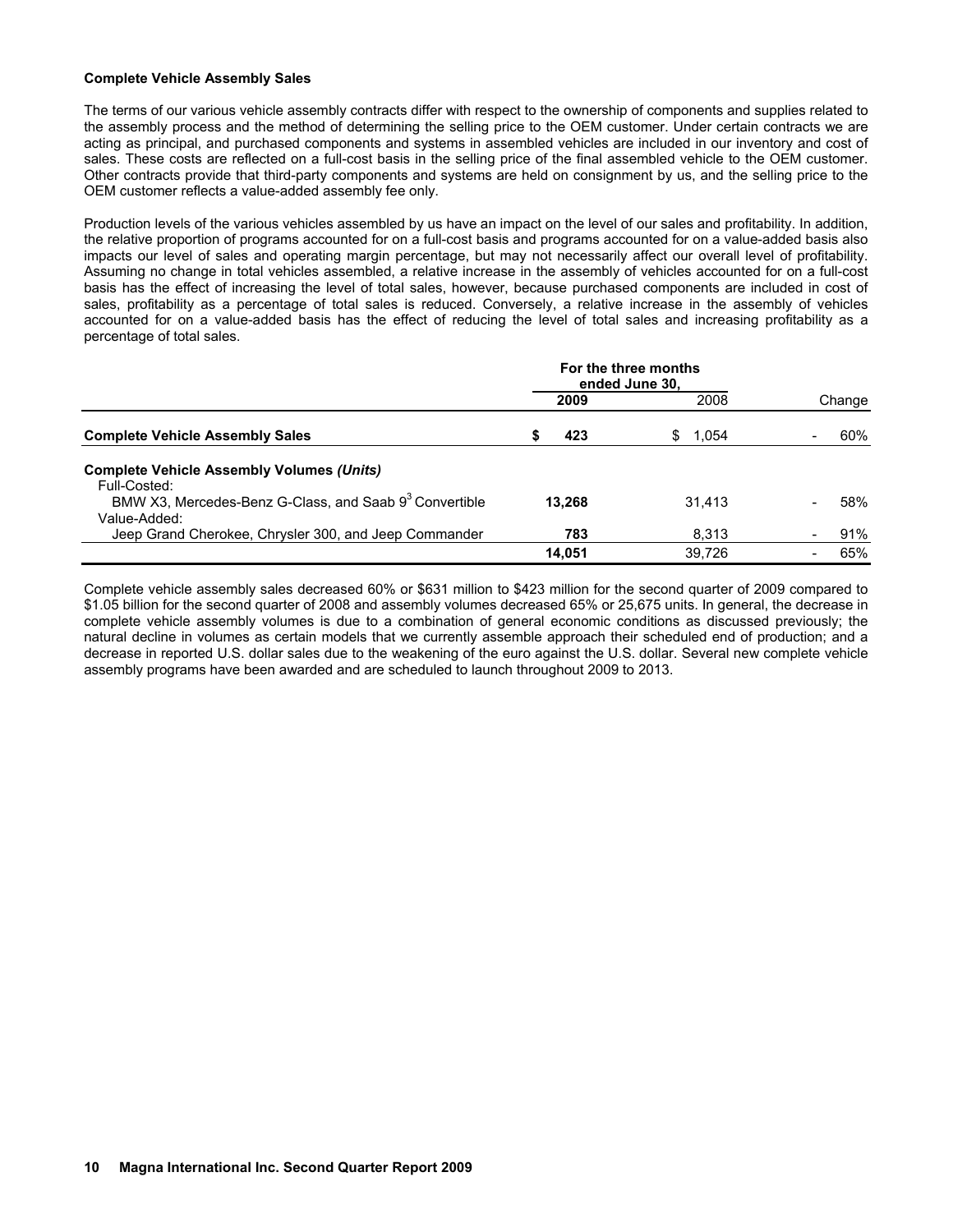**Complete Vehicle Assembly Sales**

The terms of our various vehicle assembly contracts differ with respect to the ownership of components and supplies related to the assembly process and the method of determining the selling price to the OEM customer. Under certain contracts we are acting as principal, and purchased components and systems in assembled vehicles are included in our inventory and cost of sales. These costs are reflected on a full-cost basis in the selling price of the final assembled vehicle to the OEM customer. Other contracts provide that third-party components and systems are held on consignment by us, and the selling price to the OEM customer reflects a value-added assembly fee only.

Production levels of the various vehicles assembled by us have an impact on the level of our sales and profitability. In addition, the relative proportion of programs accounted for on a full-cost basis and programs accounted for on a value-added basis also impacts our level of sales and operating margin percentage, but may not necessarily affect our overall level of profitability. Assuming no change in total vehicles assembled, a relative increase in the assembly of vehicles accounted for on a full-cost basis has the effect of increasing the level of total sales, however, because purchased components are included in cost of sales, profitability as a percentage of total sales is reduced. Conversely, a relative increase in the assembly of vehicles accounted for on a value-added basis has the effect of reducing the level of total sales and increasing profitability as a percentage of total sales.

| | For the three months ended June 30, | | |
|---|---|---|---|
| | **2009** | 2008 | Change |
| **Complete Vehicle Assembly Sales** | **$ 423** | $ 1,054 | - 60% |
| **Complete Vehicle Assembly Volumes *(Units)*** | | | |
| Full-Costed: | | | |
| BMW X3, Mercedes-Benz G-Class, and Saab 9[3] Convertible | **13,268** | 31,413 | - 58% |
| Value-Added: | | | |
| Jeep Grand Cherokee, Chrysler 300, and Jeep Commander | **783** | 8,313 | - 91% |
| | **14,051** | 39,726 | - 65% |

Complete vehicle assembly sales decreased 60% or $631 million to $423 million for the second quarter of 2009 compared to $1.05 billion for the second quarter of 2008 and assembly volumes decreased 65% or 25,675 units. In general, the decrease in complete vehicle assembly volumes is due to a combination of general economic conditions as discussed previously; the natural decline in volumes as certain models that we currently assemble approach their scheduled end of production; and a decrease in reported U.S. dollar sales due to the weakening of the euro against the U.S. dollar. Several new complete vehicle assembly programs have been awarded and are scheduled to launch throughout 2009 to 2013.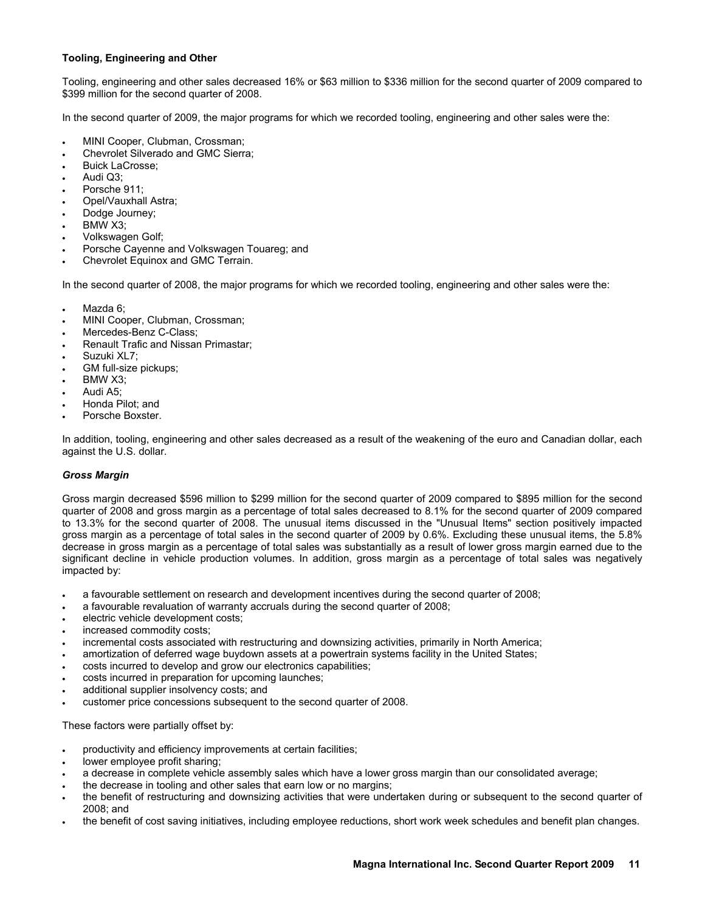**Tooling, Engineering and Other**

Tooling, engineering and other sales decreased 16% or $63 million to $336 million for the second quarter of 2009 compared to $399 million for the second quarter of 2008.

In the second quarter of 2009, the major programs for which we recorded tooling, engineering and other sales were the:

- MINI Cooper, Clubman, Crossman;
- Chevrolet Silverado and GMC Sierra;
- Buick LaCrosse;
- Audi Q3;
- Porsche 911;
- Opel/Vauxhall Astra;
- Dodge Journey;
- BMW X3;
- Volkswagen Golf;
- Porsche Cayenne and Volkswagen Touareg; and
- Chevrolet Equinox and GMC Terrain.

In the second quarter of 2008, the major programs for which we recorded tooling, engineering and other sales were the:

- Mazda 6;
- MINI Cooper, Clubman, Crossman;
- Mercedes-Benz C-Class;
- Renault Trafic and Nissan Primastar;
- Suzuki XL7;
- GM full-size pickups;
- BMW X3;
- Audi A5;
- Honda Pilot; and
- Porsche Boxster.

In addition, tooling, engineering and other sales decreased as a result of the weakening of the euro and Canadian dollar, each against the U.S. dollar.

***Gross Margin***

Gross margin decreased $596 million to $299 million for the second quarter of 2009 compared to $895 million for the second quarter of 2008 and gross margin as a percentage of total sales decreased to 8.1% for the second quarter of 2009 compared to 13.3% for the second quarter of 2008. The unusual items discussed in the "Unusual Items" section positively impacted gross margin as a percentage of total sales in the second quarter of 2009 by 0.6%. Excluding these unusual items, the 5.8% decrease in gross margin as a percentage of total sales was substantially as a result of lower gross margin earned due to the significant decline in vehicle production volumes. In addition, gross margin as a percentage of total sales was negatively impacted by:

- a favourable settlement on research and development incentives during the second quarter of 2008;
- a favourable revaluation of warranty accruals during the second quarter of 2008;
- electric vehicle development costs;
- increased commodity costs;
- incremental costs associated with restructuring and downsizing activities, primarily in North America;
- amortization of deferred wage buydown assets at a powertrain systems facility in the United States;
- costs incurred to develop and grow our electronics capabilities;
- costs incurred in preparation for upcoming launches;
- additional supplier insolvency costs; and
- customer price concessions subsequent to the second quarter of 2008.

These factors were partially offset by:

- productivity and efficiency improvements at certain facilities;
- lower employee profit sharing;
- a decrease in complete vehicle assembly sales which have a lower gross margin than our consolidated average;
- the decrease in tooling and other sales that earn low or no margins;
- the benefit of restructuring and downsizing activities that were undertaken during or subsequent to the second quarter of 2008; and
- the benefit of cost saving initiatives, including employee reductions, short work week schedules and benefit plan changes.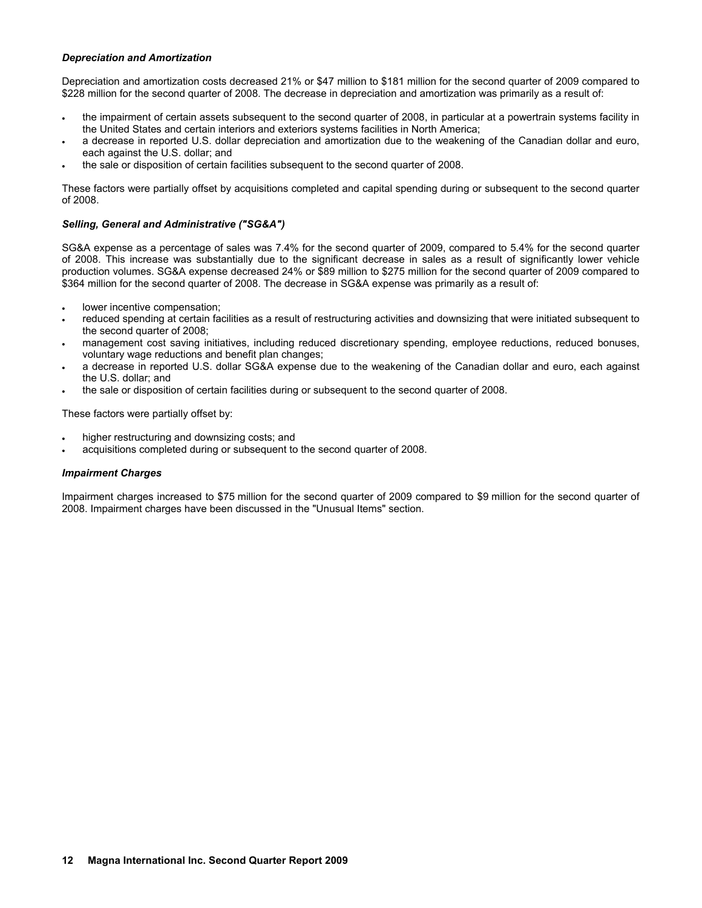### *Depreciation and Amortization*

Depreciation and amortization costs decreased 21% or $47 million to $181 million for the second quarter of 2009 compared to $228 million for the second quarter of 2008. The decrease in depreciation and amortization was primarily as a result of:

- the impairment of certain assets subsequent to the second quarter of 2008, in particular at a powertrain systems facility in the United States and certain interiors and exteriors systems facilities in North America;
- a decrease in reported U.S. dollar depreciation and amortization due to the weakening of the Canadian dollar and euro, each against the U.S. dollar; and
- the sale or disposition of certain facilities subsequent to the second quarter of 2008.

These factors were partially offset by acquisitions completed and capital spending during or subsequent to the second quarter of 2008.

### *Selling, General and Administrative ("SG&A")*

SG&A expense as a percentage of sales was 7.4% for the second quarter of 2009, compared to 5.4% for the second quarter of 2008. This increase was substantially due to the significant decrease in sales as a result of significantly lower vehicle production volumes. SG&A expense decreased 24% or $89 million to $275 million for the second quarter of 2009 compared to $364 million for the second quarter of 2008. The decrease in SG&A expense was primarily as a result of:

- lower incentive compensation;
- reduced spending at certain facilities as a result of restructuring activities and downsizing that were initiated subsequent to the second quarter of 2008;
- management cost saving initiatives, including reduced discretionary spending, employee reductions, reduced bonuses, voluntary wage reductions and benefit plan changes;
- a decrease in reported U.S. dollar SG&A expense due to the weakening of the Canadian dollar and euro, each against the U.S. dollar; and
- the sale or disposition of certain facilities during or subsequent to the second quarter of 2008.

These factors were partially offset by:

- higher restructuring and downsizing costs; and
- acquisitions completed during or subsequent to the second quarter of 2008.

### *Impairment Charges*

Impairment charges increased to $75 million for the second quarter of 2009 compared to $9 million for the second quarter of 2008. Impairment charges have been discussed in the "Unusual Items" section.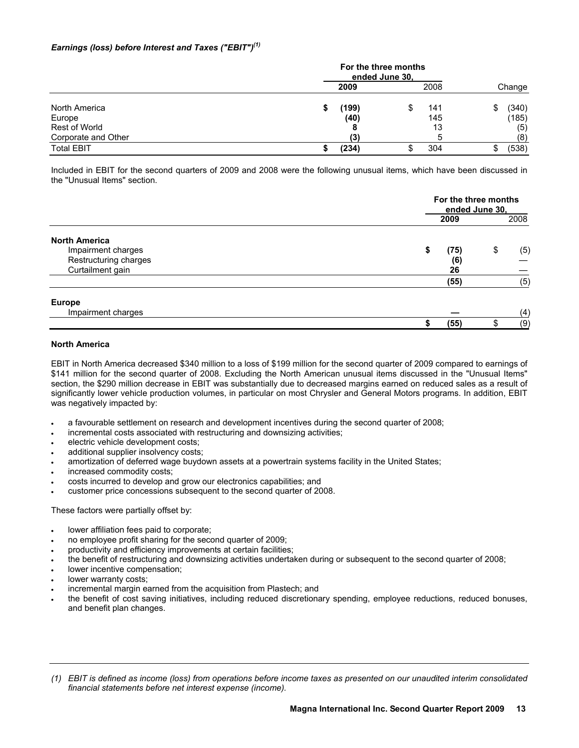### *Earnings (loss) before Interest and Taxes ("EBIT")[(1)]*

| | For the three months ended June 30, | | |
|---|---|---|---|
| | **2009** | 2008 | Change |
| North America | **$ (199)** | $ 141 | $ (340) |
| Europe | **(40)** | 145 | (185) |
| Rest of World | **8** | 13 | (5) |
| Corporate and Other | **(3)** | 5 | (8) |
| Total EBIT | **$ (234)** | $ 304 | $ (538) |

Included in EBIT for the second quarters of 2009 and 2008 were the following unusual items, which have been discussed in the "Unusual Items" section.

| | For the three months ended June 30, | |
|---|---|---|
| | **2009** | 2008 |
| **North America** | | |
| Impairment charges | **$ (75)** | $ (5) |
| Restructuring charges | **(6)** | — |
| Curtailment gain | **26** | — |
| | **(55)** | (5) |
| **Europe** | | |
| Impairment charges | **—** | (4) |
| | **$ (55)** | $ (9) |

**North America**

EBIT in North America decreased $340 million to a loss of $199 million for the second quarter of 2009 compared to earnings of $141 million for the second quarter of 2008. Excluding the North American unusual items discussed in the "Unusual Items" section, the $290 million decrease in EBIT was substantially due to decreased margins earned on reduced sales as a result of significantly lower vehicle production volumes, in particular on most Chrysler and General Motors programs. In addition, EBIT was negatively impacted by:

- a favourable settlement on research and development incentives during the second quarter of 2008;
- incremental costs associated with restructuring and downsizing activities;
- electric vehicle development costs;
- additional supplier insolvency costs;
- amortization of deferred wage buydown assets at a powertrain systems facility in the United States;
- increased commodity costs;
- costs incurred to develop and grow our electronics capabilities; and
- customer price concessions subsequent to the second quarter of 2008.

These factors were partially offset by:

- lower affiliation fees paid to corporate;
- no employee profit sharing for the second quarter of 2009;
- productivity and efficiency improvements at certain facilities;
- the benefit of restructuring and downsizing activities undertaken during or subsequent to the second quarter of 2008;
- lower incentive compensation;
- lower warranty costs;
- incremental margin earned from the acquisition from Plastech; and
- the benefit of cost saving initiatives, including reduced discretionary spending, employee reductions, reduced bonuses, and benefit plan changes.

---

*(1) EBIT is defined as income (loss) from operations before income taxes as presented on our unaudited interim consolidated financial statements before net interest expense (income).*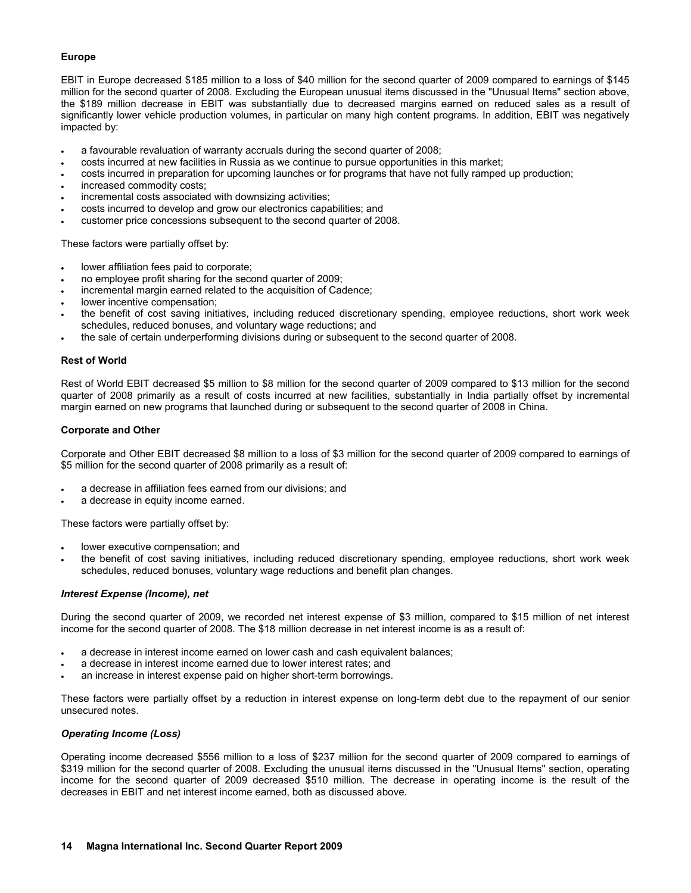#### Europe

EBIT in Europe decreased $185 million to a loss of $40 million for the second quarter of 2009 compared to earnings of $145 million for the second quarter of 2008. Excluding the European unusual items discussed in the "Unusual Items" section above, the $189 million decrease in EBIT was substantially due to decreased margins earned on reduced sales as a result of significantly lower vehicle production volumes, in particular on many high content programs. In addition, EBIT was negatively impacted by:

- a favourable revaluation of warranty accruals during the second quarter of 2008;
- costs incurred at new facilities in Russia as we continue to pursue opportunities in this market;
- costs incurred in preparation for upcoming launches or for programs that have not fully ramped up production;
- increased commodity costs;
- incremental costs associated with downsizing activities;
- costs incurred to develop and grow our electronics capabilities; and
- customer price concessions subsequent to the second quarter of 2008.

These factors were partially offset by:

- lower affiliation fees paid to corporate;
- no employee profit sharing for the second quarter of 2009;
- incremental margin earned related to the acquisition of Cadence;
- lower incentive compensation;
- the benefit of cost saving initiatives, including reduced discretionary spending, employee reductions, short work week schedules, reduced bonuses, and voluntary wage reductions; and
- the sale of certain underperforming divisions during or subsequent to the second quarter of 2008.

#### Rest of World

Rest of World EBIT decreased $5 million to $8 million for the second quarter of 2009 compared to $13 million for the second quarter of 2008 primarily as a result of costs incurred at new facilities, substantially in India partially offset by incremental margin earned on new programs that launched during or subsequent to the second quarter of 2008 in China.

#### Corporate and Other

Corporate and Other EBIT decreased $8 million to a loss of $3 million for the second quarter of 2009 compared to earnings of $5 million for the second quarter of 2008 primarily as a result of:

- a decrease in affiliation fees earned from our divisions; and
- a decrease in equity income earned.

These factors were partially offset by:

- lower executive compensation; and
- the benefit of cost saving initiatives, including reduced discretionary spending, employee reductions, short work week schedules, reduced bonuses, voluntary wage reductions and benefit plan changes.

#### *Interest Expense (Income), net*

During the second quarter of 2009, we recorded net interest expense of $3 million, compared to $15 million of net interest income for the second quarter of 2008. The $18 million decrease in net interest income is as a result of:

- a decrease in interest income earned on lower cash and cash equivalent balances;
- a decrease in interest income earned due to lower interest rates; and
- an increase in interest expense paid on higher short-term borrowings.

These factors were partially offset by a reduction in interest expense on long-term debt due to the repayment of our senior unsecured notes.

#### *Operating Income (Loss)*

Operating income decreased $556 million to a loss of $237 million for the second quarter of 2009 compared to earnings of $319 million for the second quarter of 2008. Excluding the unusual items discussed in the "Unusual Items" section, operating income for the second quarter of 2009 decreased $510 million. The decrease in operating income is the result of the decreases in EBIT and net interest income earned, both as discussed above.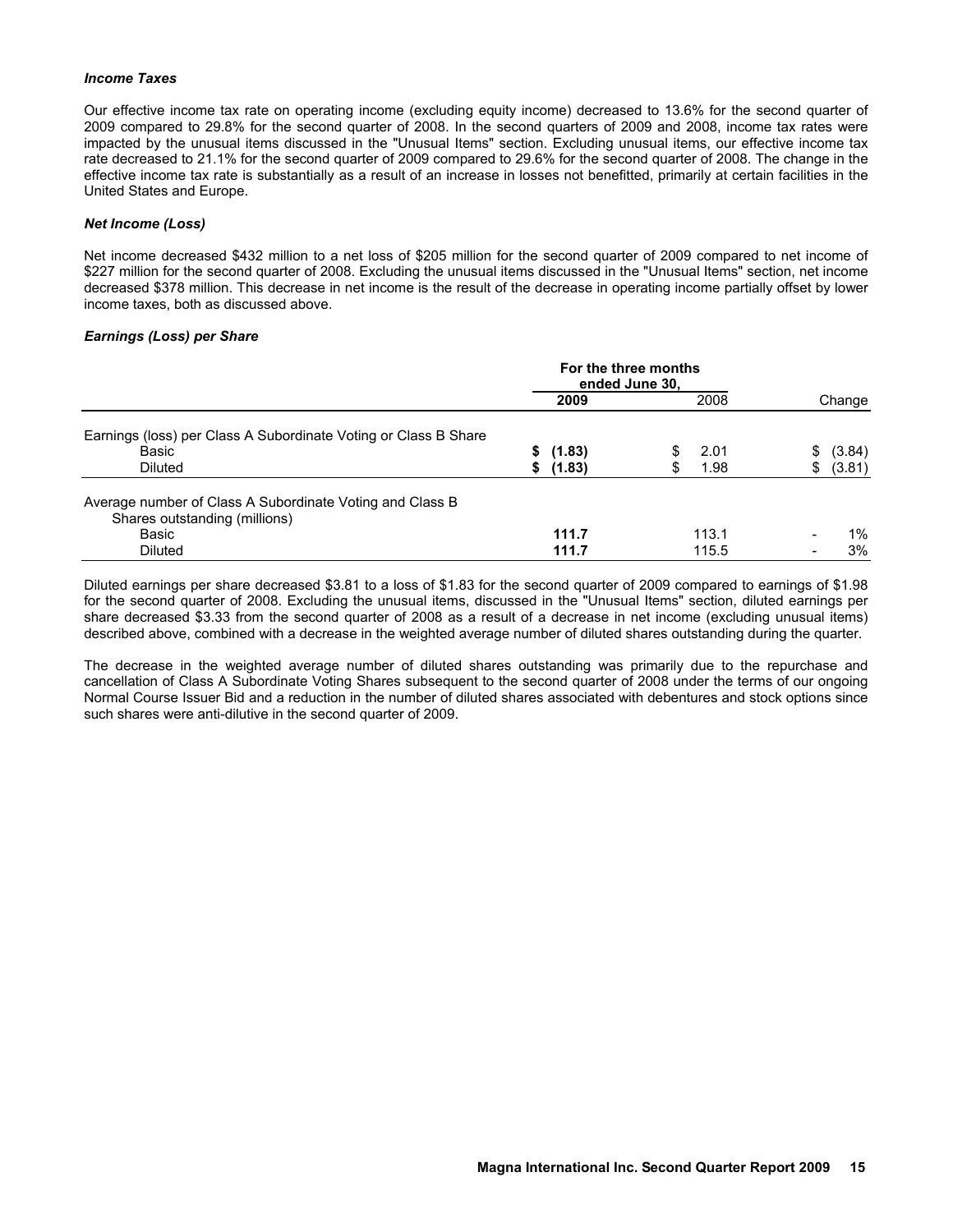### *Income Taxes*

Our effective income tax rate on operating income (excluding equity income) decreased to 13.6% for the second quarter of 2009 compared to 29.8% for the second quarter of 2008. In the second quarters of 2009 and 2008, income tax rates were impacted by the unusual items discussed in the "Unusual Items" section. Excluding unusual items, our effective income tax rate decreased to 21.1% for the second quarter of 2009 compared to 29.6% for the second quarter of 2008. The change in the effective income tax rate is substantially as a result of an increase in losses not benefitted, primarily at certain facilities in the United States and Europe.

### *Net Income (Loss)*

Net income decreased $432 million to a net loss of $205 million for the second quarter of 2009 compared to net income of $227 million for the second quarter of 2008. Excluding the unusual items discussed in the "Unusual Items" section, net income decreased $378 million. This decrease in net income is the result of the decrease in operating income partially offset by lower income taxes, both as discussed above.

### *Earnings (Loss) per Share*

| | For the three months ended June 30, | | |
|---|---|---|---|
| | **2009** | 2008 | Change |
| Earnings (loss) per Class A Subordinate Voting or Class B Share | | | |
| Basic | **$ (1.83)** | $ 2.01 | $ (3.84) |
| Diluted | **$ (1.83)** | $ 1.98 | $ (3.81) |
| Average number of Class A Subordinate Voting and Class B Shares outstanding (millions) | | | |
| Basic | **111.7** | 113.1 | - 1% |
| Diluted | **111.7** | 115.5 | - 3% |

Diluted earnings per share decreased $3.81 to a loss of $1.83 for the second quarter of 2009 compared to earnings of $1.98 for the second quarter of 2008. Excluding the unusual items, discussed in the "Unusual Items" section, diluted earnings per share decreased $3.33 from the second quarter of 2008 as a result of a decrease in net income (excluding unusual items) described above, combined with a decrease in the weighted average number of diluted shares outstanding during the quarter.

The decrease in the weighted average number of diluted shares outstanding was primarily due to the repurchase and cancellation of Class A Subordinate Voting Shares subsequent to the second quarter of 2008 under the terms of our ongoing Normal Course Issuer Bid and a reduction in the number of diluted shares associated with debentures and stock options since such shares were anti-dilutive in the second quarter of 2009.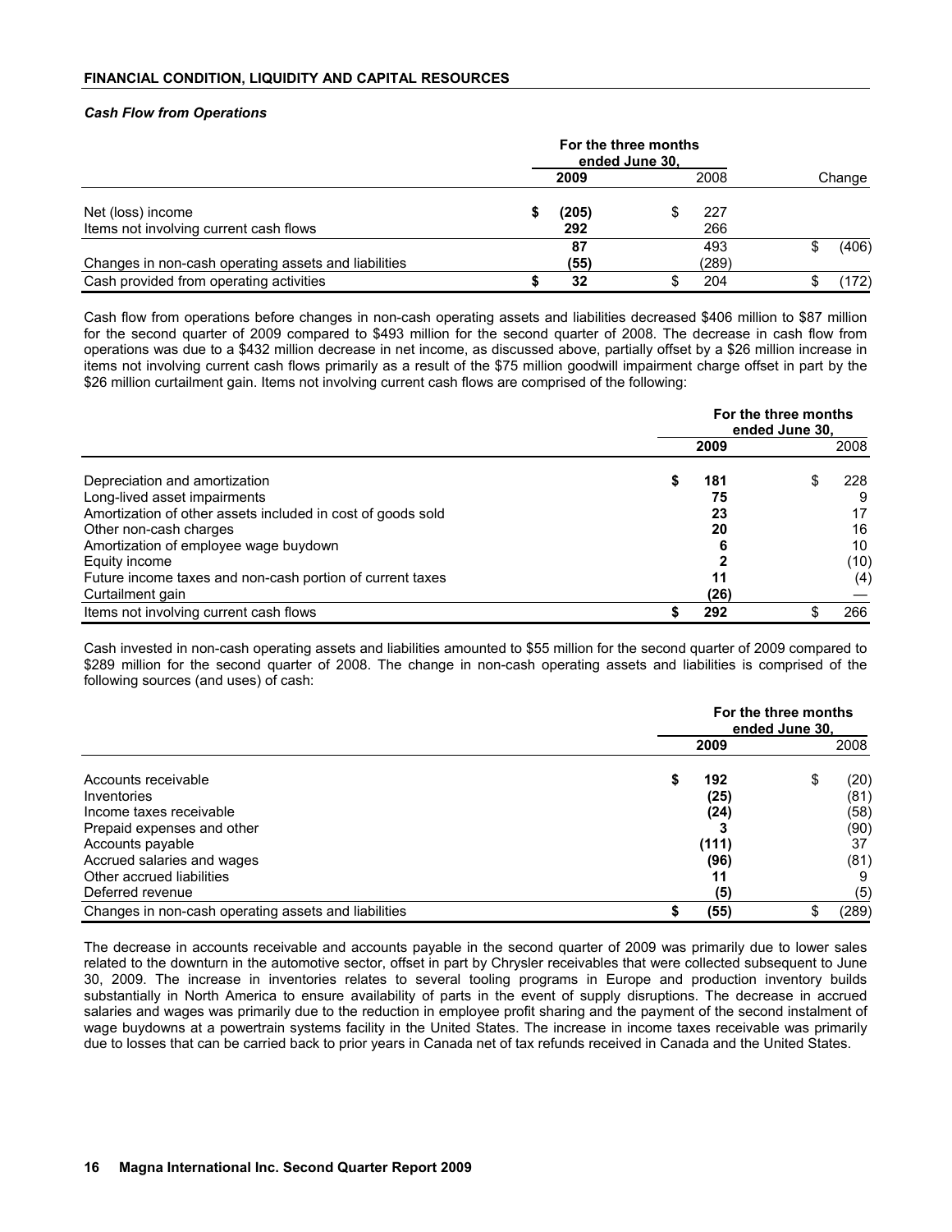## FINANCIAL CONDITION, LIQUIDITY AND CAPITAL RESOURCES

### *Cash Flow from Operations*

| | For the three months ended June 30, | | |
|---|---|---|---|
| | **2009** | 2008 | Change |
| Net (loss) income | **$ (205)** | $ 227 | |
| Items not involving current cash flows | **292** | 266 | |
| | **87** | 493 | $ (406) |
| Changes in non-cash operating assets and liabilities | **(55)** | (289) | |
| Cash provided from operating activities | **$ 32** | $ 204 | $ (172) |

Cash flow from operations before changes in non-cash operating assets and liabilities decreased $406 million to $87 million for the second quarter of 2009 compared to $493 million for the second quarter of 2008. The decrease in cash flow from operations was due to a $432 million decrease in net income, as discussed above, partially offset by a $26 million increase in items not involving current cash flows primarily as a result of the $75 million goodwill impairment charge offset in part by the $26 million curtailment gain. Items not involving current cash flows are comprised of the following:

| | For the three months ended June 30, | |
|---|---|---|
| | **2009** | 2008 |
| Depreciation and amortization | **$ 181** | $ 228 |
| Long-lived asset impairments | **75** | 9 |
| Amortization of other assets included in cost of goods sold | **23** | 17 |
| Other non-cash charges | **20** | 16 |
| Amortization of employee wage buydown | **6** | 10 |
| Equity income | **2** | (10) |
| Future income taxes and non-cash portion of current taxes | **11** | (4) |
| Curtailment gain | **(26)** | — |
| Items not involving current cash flows | **$ 292** | $ 266 |

Cash invested in non-cash operating assets and liabilities amounted to $55 million for the second quarter of 2009 compared to $289 million for the second quarter of 2008. The change in non-cash operating assets and liabilities is comprised of the following sources (and uses) of cash:

| | For the three months ended June 30, | |
|---|---|---|
| | **2009** | 2008 |
| Accounts receivable | **$ 192** | $ (20) |
| Inventories | **(25)** | (81) |
| Income taxes receivable | **(24)** | (58) |
| Prepaid expenses and other | **3** | (90) |
| Accounts payable | **(111)** | 37 |
| Accrued salaries and wages | **(96)** | (81) |
| Other accrued liabilities | **11** | 9 |
| Deferred revenue | **(5)** | (5) |
| Changes in non-cash operating assets and liabilities | **$ (55)** | $ (289) |

The decrease in accounts receivable and accounts payable in the second quarter of 2009 was primarily due to lower sales related to the downturn in the automotive sector, offset in part by Chrysler receivables that were collected subsequent to June 30, 2009. The increase in inventories relates to several tooling programs in Europe and production inventory builds substantially in North America to ensure availability of parts in the event of supply disruptions. The decrease in accrued salaries and wages was primarily due to the reduction in employee profit sharing and the payment of the second instalment of wage buydowns at a powertrain systems facility in the United States. The increase in income taxes receivable was primarily due to losses that can be carried back to prior years in Canada net of tax refunds received in Canada and the United States.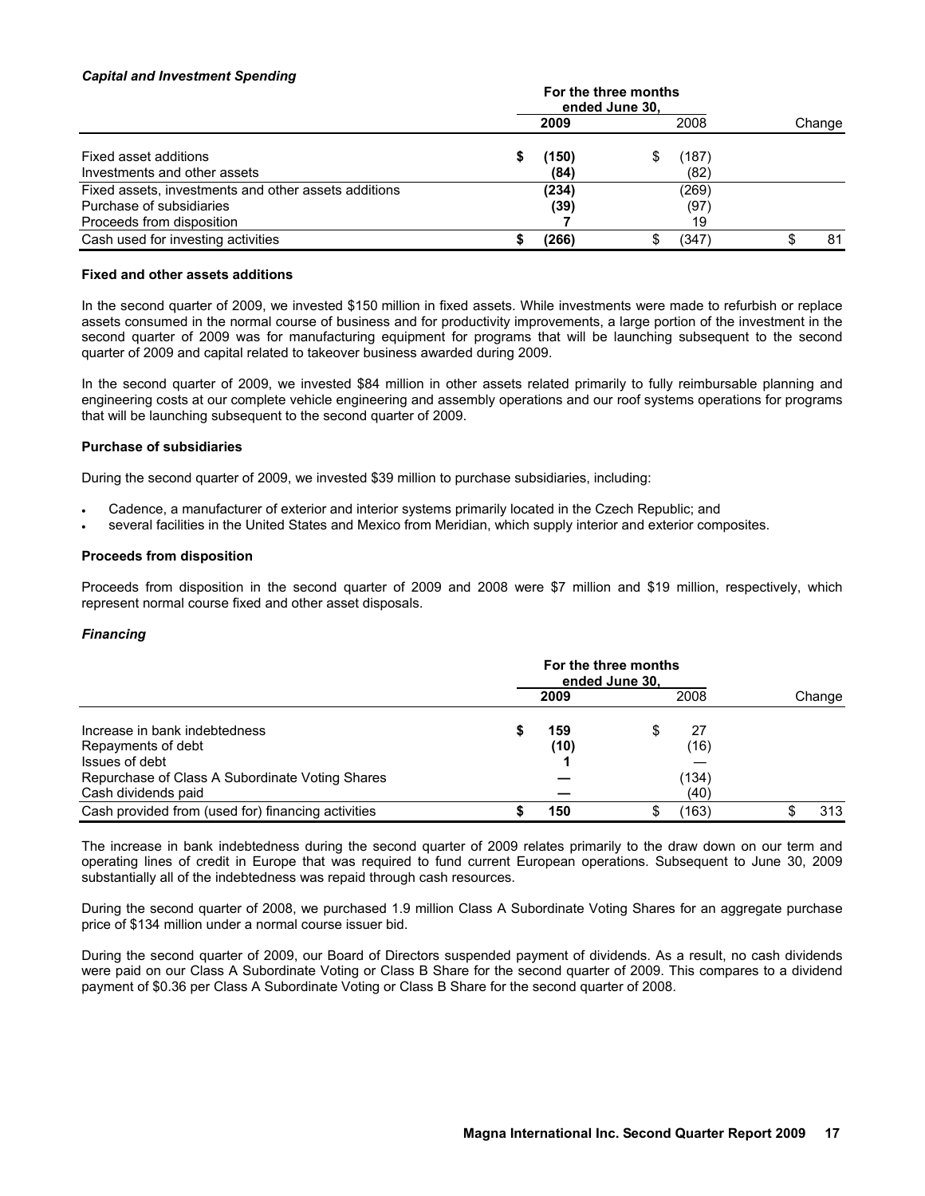***Capital and Investment Spending***

| | For the three months ended June 30, | | |
|---|---|---|---|
| | **2009** | 2008 | Change |
| Fixed asset additions | **$ (150)** | $ (187) | |
| Investments and other assets | **(84)** | (82) | |
| Fixed assets, investments and other assets additions | **(234)** | (269) | |
| Purchase of subsidiaries | **(39)** | (97) | |
| Proceeds from disposition | **7** | 19 | |
| Cash used for investing activities | **$ (266)** | $ (347) | $ 81 |

**Fixed and other assets additions**

In the second quarter of 2009, we invested $150 million in fixed assets. While investments were made to refurbish or replace assets consumed in the normal course of business and for productivity improvements, a large portion of the investment in the second quarter of 2009 was for manufacturing equipment for programs that will be launching subsequent to the second quarter of 2009 and capital related to takeover business awarded during 2009.

In the second quarter of 2009, we invested $84 million in other assets related primarily to fully reimbursable planning and engineering costs at our complete vehicle engineering and assembly operations and our roof systems operations for programs that will be launching subsequent to the second quarter of 2009.

**Purchase of subsidiaries**

During the second quarter of 2009, we invested $39 million to purchase subsidiaries, including:

- Cadence, a manufacturer of exterior and interior systems primarily located in the Czech Republic; and
- several facilities in the United States and Mexico from Meridian, which supply interior and exterior composites.

**Proceeds from disposition**

Proceeds from disposition in the second quarter of 2009 and 2008 were $7 million and $19 million, respectively, which represent normal course fixed and other asset disposals.

***Financing***

| | For the three months ended June 30, | | |
|---|---|---|---|
| | **2009** | 2008 | Change |
| Increase in bank indebtedness | **$ 159** | $ 27 | |
| Repayments of debt | **(10)** | (16) | |
| Issues of debt | **1** | — | |
| Repurchase of Class A Subordinate Voting Shares | **—** | (134) | |
| Cash dividends paid | **—** | (40) | |
| Cash provided from (used for) financing activities | **$ 150** | $ (163) | $ 313 |

The increase in bank indebtedness during the second quarter of 2009 relates primarily to the draw down on our term and operating lines of credit in Europe that was required to fund current European operations. Subsequent to June 30, 2009 substantially all of the indebtedness was repaid through cash resources.

During the second quarter of 2008, we purchased 1.9 million Class A Subordinate Voting Shares for an aggregate purchase price of $134 million under a normal course issuer bid.

During the second quarter of 2009, our Board of Directors suspended payment of dividends. As a result, no cash dividends were paid on our Class A Subordinate Voting or Class B Share for the second quarter of 2009. This compares to a dividend payment of $0.36 per Class A Subordinate Voting or Class B Share for the second quarter of 2008.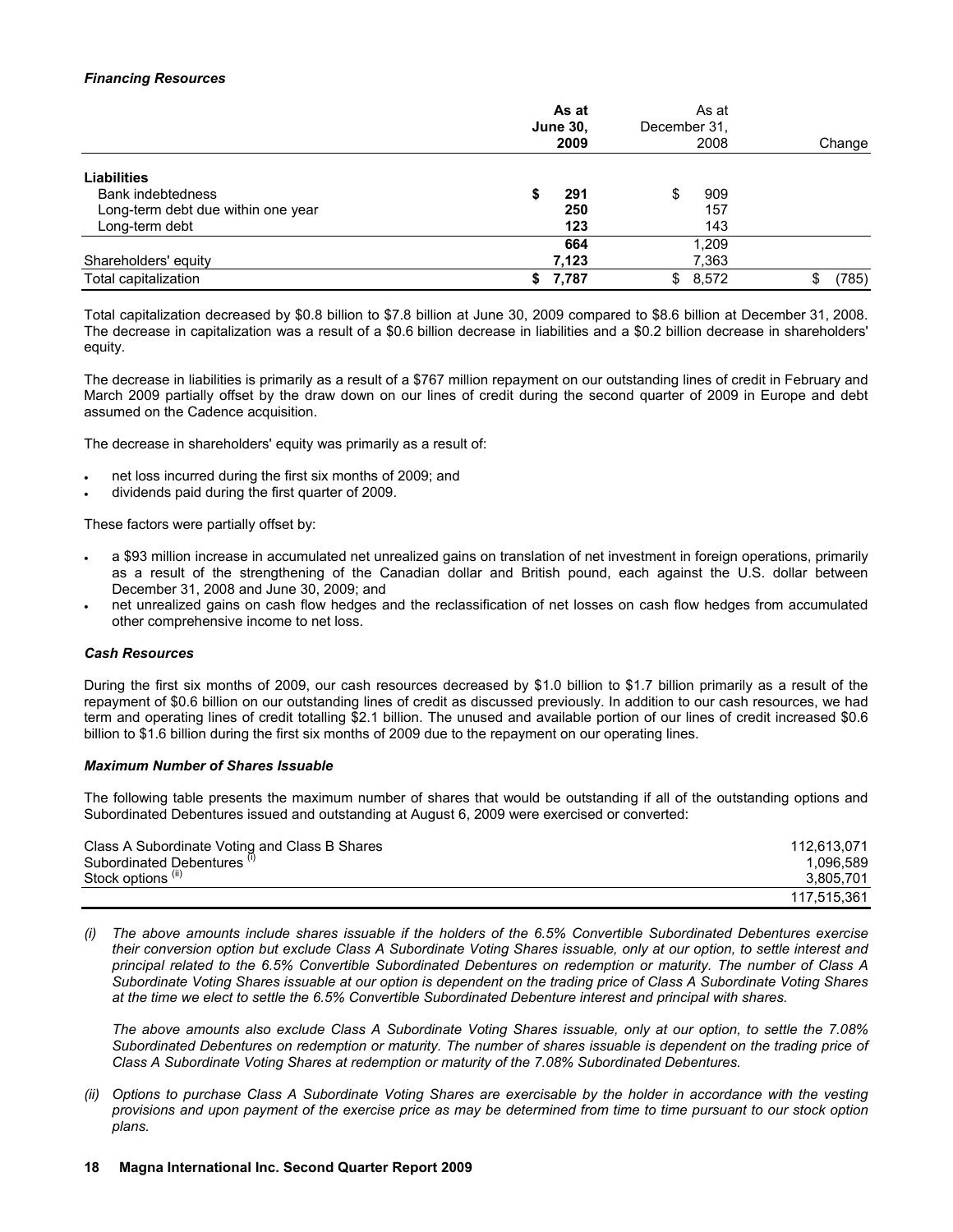***Financing Resources***

| | As at June 30, 2009 | As at December 31, 2008 | Change |
|---|---|---|---|
| **Liabilities** | | | |
| Bank indebtedness | **$ 291** | $ 909 | |
| Long-term debt due within one year | **250** | 157 | |
| Long-term debt | **123** | 143 | |
| | **664** | 1,209 | |
| Shareholders' equity | **7,123** | 7,363 | |
| Total capitalization | **$ 7,787** | $ 8,572 | $ (785) |

Total capitalization decreased by $0.8 billion to $7.8 billion at June 30, 2009 compared to $8.6 billion at December 31, 2008. The decrease in capitalization was a result of a $0.6 billion decrease in liabilities and a $0.2 billion decrease in shareholders' equity.

The decrease in liabilities is primarily as a result of a $767 million repayment on our outstanding lines of credit in February and March 2009 partially offset by the draw down on our lines of credit during the second quarter of 2009 in Europe and debt assumed on the Cadence acquisition.

The decrease in shareholders' equity was primarily as a result of:

- net loss incurred during the first six months of 2009; and
- dividends paid during the first quarter of 2009.

These factors were partially offset by:

- a $93 million increase in accumulated net unrealized gains on translation of net investment in foreign operations, primarily as a result of the strengthening of the Canadian dollar and British pound, each against the U.S. dollar between December 31, 2008 and June 30, 2009; and
- net unrealized gains on cash flow hedges and the reclassification of net losses on cash flow hedges from accumulated other comprehensive income to net loss.

***Cash Resources***

During the first six months of 2009, our cash resources decreased by $1.0 billion to $1.7 billion primarily as a result of the repayment of $0.6 billion on our outstanding lines of credit as discussed previously. In addition to our cash resources, we had term and operating lines of credit totalling $2.1 billion. The unused and available portion of our lines of credit increased $0.6 billion to $1.6 billion during the first six months of 2009 due to the repayment on our operating lines.

***Maximum Number of Shares Issuable***

The following table presents the maximum number of shares that would be outstanding if all of the outstanding options and Subordinated Debentures issued and outstanding at August 6, 2009 were exercised or converted:

| | |
|---|---|
| Class A Subordinate Voting and Class B Shares | 112,613,071 |
| Subordinated Debentures [(i)] | 1,096,589 |
| Stock options [(ii)] | 3,805,701 |
| | 117,515,361 |

*(i) The above amounts include shares issuable if the holders of the 6.5% Convertible Subordinated Debentures exercise their conversion option but exclude Class A Subordinate Voting Shares issuable, only at our option, to settle interest and principal related to the 6.5% Convertible Subordinated Debentures on redemption or maturity. The number of Class A Subordinate Voting Shares issuable at our option is dependent on the trading price of Class A Subordinate Voting Shares at the time we elect to settle the 6.5% Convertible Subordinated Debenture interest and principal with shares.*

*The above amounts also exclude Class A Subordinate Voting Shares issuable, only at our option, to settle the 7.08% Subordinated Debentures on redemption or maturity. The number of shares issuable is dependent on the trading price of Class A Subordinate Voting Shares at redemption or maturity of the 7.08% Subordinated Debentures.*

*(ii) Options to purchase Class A Subordinate Voting Shares are exercisable by the holder in accordance with the vesting provisions and upon payment of the exercise price as may be determined from time to time pursuant to our stock option plans.*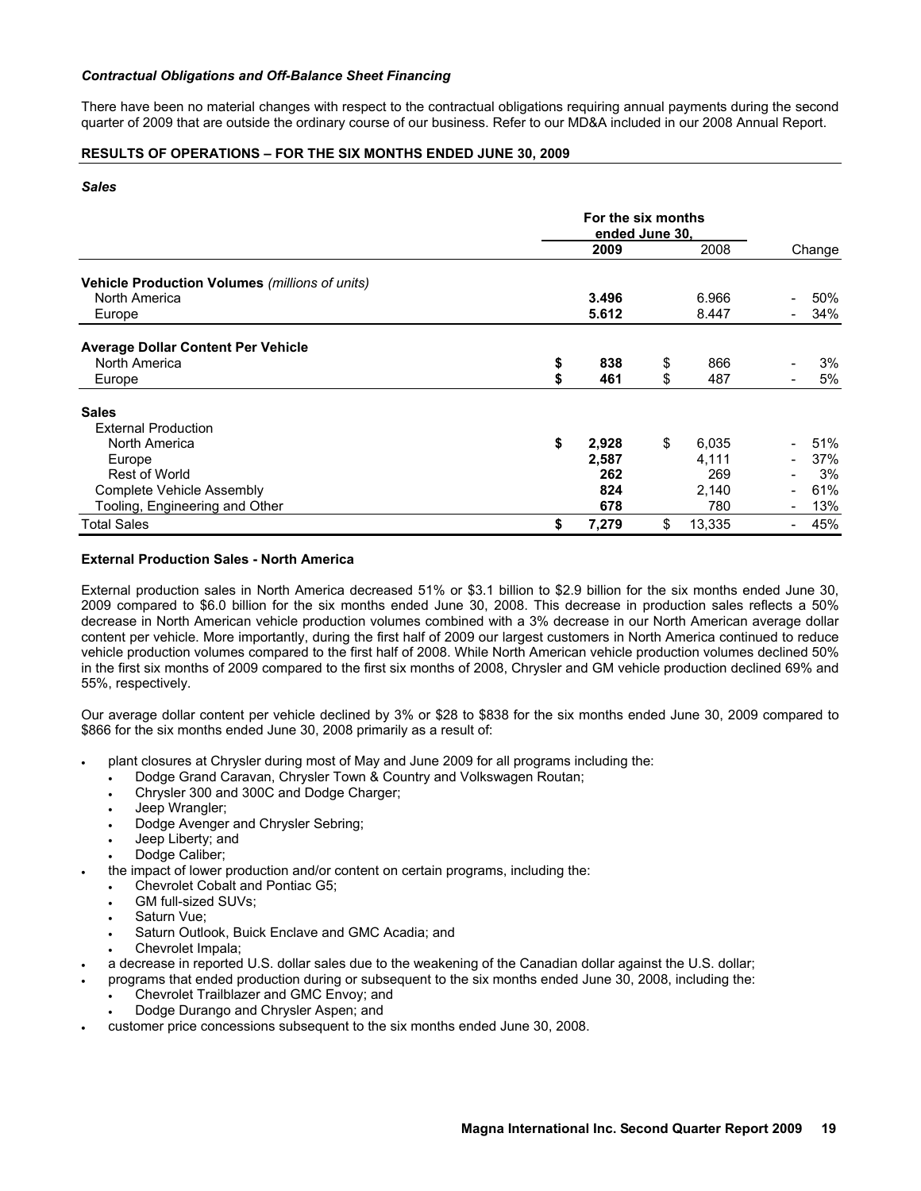***Contractual Obligations and Off-Balance Sheet Financing***

There have been no material changes with respect to the contractual obligations requiring annual payments during the second quarter of 2009 that are outside the ordinary course of our business. Refer to our MD&A included in our 2008 Annual Report.

## RESULTS OF OPERATIONS – FOR THE SIX MONTHS ENDED JUNE 30, 2009

***Sales***

| | For the six months ended June 30, | | |
|---|---|---|---|
| | **2009** | 2008 | Change |
| **Vehicle Production Volumes** *(millions of units)* | | | |
| North America | **3.496** | 6.966 | - 50% |
| Europe | **5.612** | 8.447 | - 34% |
| **Average Dollar Content Per Vehicle** | | | |
| North America | **$ 838** | $ 866 | - 3% |
| Europe | **$ 461** | $ 487 | - 5% |
| **Sales** | | | |
| External Production | | | |
| North America | **$ 2,928** | $ 6,035 | - 51% |
| Europe | **2,587** | 4,111 | - 37% |
| Rest of World | **262** | 269 | - 3% |
| Complete Vehicle Assembly | **824** | 2,140 | - 61% |
| Tooling, Engineering and Other | **678** | 780 | - 13% |
| Total Sales | **$ 7,279** | $ 13,335 | - 45% |

**External Production Sales - North America**

External production sales in North America decreased 51% or $3.1 billion to $2.9 billion for the six months ended June 30, 2009 compared to $6.0 billion for the six months ended June 30, 2008. This decrease in production sales reflects a 50% decrease in North American vehicle production volumes combined with a 3% decrease in our North American average dollar content per vehicle. More importantly, during the first half of 2009 our largest customers in North America continued to reduce vehicle production volumes compared to the first half of 2008. While North American vehicle production volumes declined 50% in the first six months of 2009 compared to the first six months of 2008, Chrysler and GM vehicle production declined 69% and 55%, respectively.

Our average dollar content per vehicle declined by 3% or $28 to $838 for the six months ended June 30, 2009 compared to $866 for the six months ended June 30, 2008 primarily as a result of:

- plant closures at Chrysler during most of May and June 2009 for all programs including the:
  - Dodge Grand Caravan, Chrysler Town & Country and Volkswagen Routan;
  - Chrysler 300 and 300C and Dodge Charger;
  - Jeep Wrangler;
  - Dodge Avenger and Chrysler Sebring;
  - Jeep Liberty; and
  - Dodge Caliber;
- the impact of lower production and/or content on certain programs, including the:
  - Chevrolet Cobalt and Pontiac G5;
  - GM full-sized SUVs;
  - Saturn Vue;
  - Saturn Outlook, Buick Enclave and GMC Acadia; and
  - Chevrolet Impala;
- a decrease in reported U.S. dollar sales due to the weakening of the Canadian dollar against the U.S. dollar;
- programs that ended production during or subsequent to the six months ended June 30, 2008, including the:
  - Chevrolet Trailblazer and GMC Envoy; and
  - Dodge Durango and Chrysler Aspen; and
- customer price concessions subsequent to the six months ended June 30, 2008.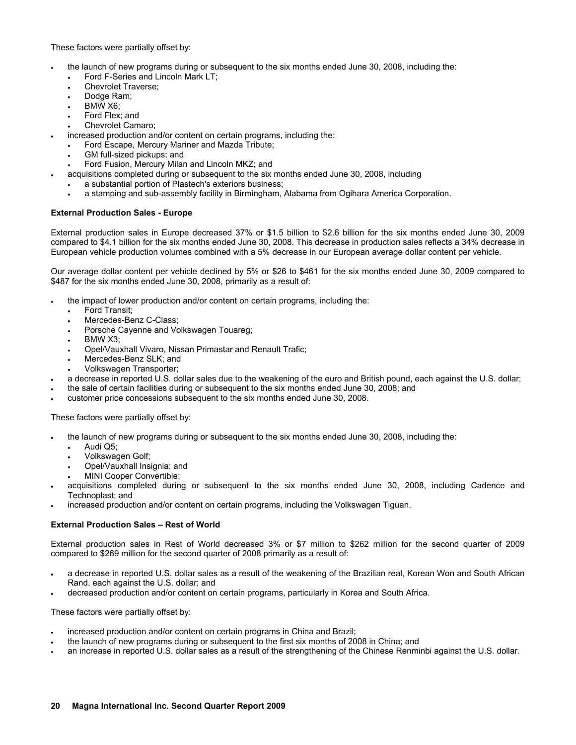These factors were partially offset by:

- the launch of new programs during or subsequent to the six months ended June 30, 2008, including the:
  - Ford F-Series and Lincoln Mark LT;
  - Chevrolet Traverse;
  - Dodge Ram;
  - BMW X6;
  - Ford Flex; and
  - Chevrolet Camaro;
- increased production and/or content on certain programs, including the:
  - Ford Escape, Mercury Mariner and Mazda Tribute;
  - GM full-sized pickups; and
  - Ford Fusion, Mercury Milan and Lincoln MKZ; and
- acquisitions completed during or subsequent to the six months ended June 30, 2008, including
  - a substantial portion of Plastech's exteriors business;
  - a stamping and sub-assembly facility in Birmingham, Alabama from Ogihara America Corporation.

**External Production Sales - Europe**

External production sales in Europe decreased 37% or $1.5 billion to $2.6 billion for the six months ended June 30, 2009 compared to $4.1 billion for the six months ended June 30, 2008. This decrease in production sales reflects a 34% decrease in European vehicle production volumes combined with a 5% decrease in our European average dollar content per vehicle.

Our average dollar content per vehicle declined by 5% or $26 to $461 for the six months ended June 30, 2009 compared to $487 for the six months ended June 30, 2008, primarily as a result of:

- the impact of lower production and/or content on certain programs, including the:
  - Ford Transit;
  - Mercedes-Benz C-Class;
  - Porsche Cayenne and Volkswagen Touareg;
  - BMW X3;
  - Opel/Vauxhall Vivaro, Nissan Primastar and Renault Trafic;
  - Mercedes-Benz SLK; and
  - Volkswagen Transporter;
- a decrease in reported U.S. dollar sales due to the weakening of the euro and British pound, each against the U.S. dollar;
- the sale of certain facilities during or subsequent to the six months ended June 30, 2008; and
- customer price concessions subsequent to the six months ended June 30, 2008.

These factors were partially offset by:

- the launch of new programs during or subsequent to the six months ended June 30, 2008, including the:
  - Audi Q5;
  - Volkswagen Golf;
  - Opel/Vauxhall Insignia; and
  - MINI Cooper Convertible;
- acquisitions completed during or subsequent to the six months ended June 30, 2008, including Cadence and Technoplast; and
- increased production and/or content on certain programs, including the Volkswagen Tiguan.

**External Production Sales – Rest of World**

External production sales in Rest of World decreased 3% or $7 million to $262 million for the second quarter of 2009 compared to $269 million for the second quarter of 2008 primarily as a result of:

- a decrease in reported U.S. dollar sales as a result of the weakening of the Brazilian real, Korean Won and South African Rand, each against the U.S. dollar; and
- decreased production and/or content on certain programs, particularly in Korea and South Africa.

These factors were partially offset by:

- increased production and/or content on certain programs in China and Brazil;
- the launch of new programs during or subsequent to the first six months of 2008 in China; and
- an increase in reported U.S. dollar sales as a result of the strengthening of the Chinese Renminbi against the U.S. dollar.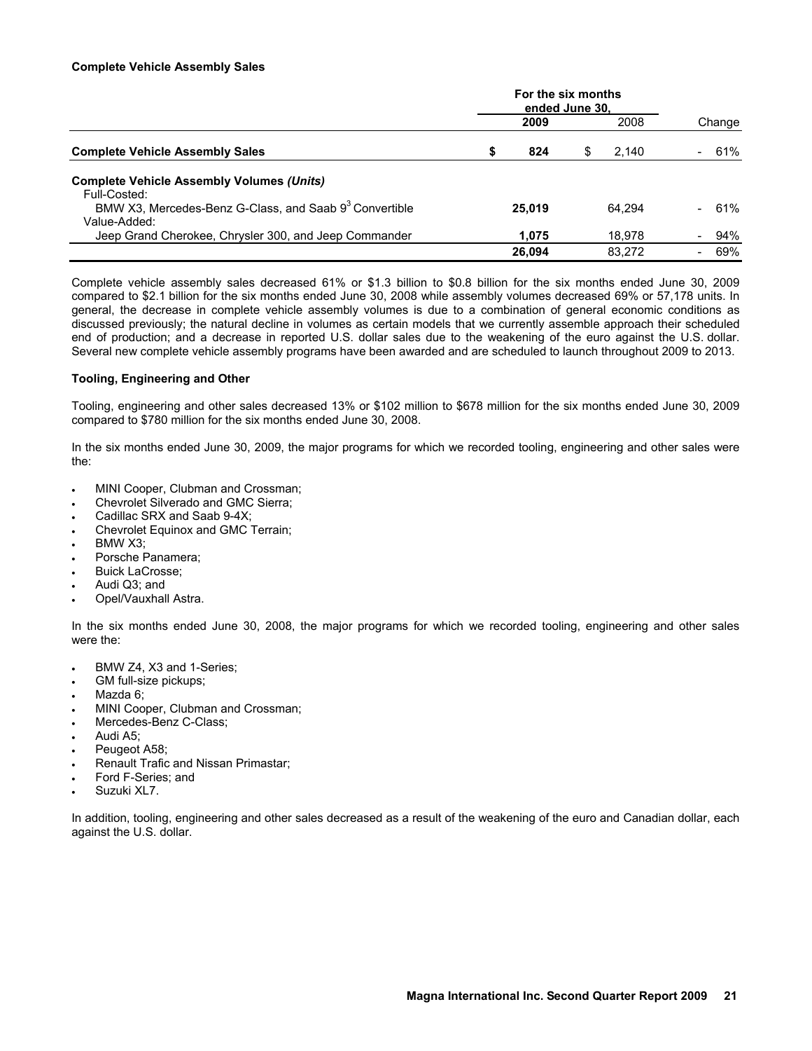**Complete Vehicle Assembly Sales**

| | For the six months ended June 30, | | |
|---|---|---|---|
| | **2009** | 2008 | Change |
| **Complete Vehicle Assembly Sales** | **$ 824** | $ 2,140 | - 61% |
| **Complete Vehicle Assembly Volumes *(Units)*** | | | |
| Full-Costed: | | | |
| BMW X3, Mercedes-Benz G-Class, and Saab 9[3] Convertible | **25,019** | 64,294 | - 61% |
| Value-Added: | | | |
| Jeep Grand Cherokee, Chrysler 300, and Jeep Commander | **1,075** | 18,978 | - 94% |
| | **26,094** | 83,272 | - 69% |

Complete vehicle assembly sales decreased 61% or $1.3 billion to $0.8 billion for the six months ended June 30, 2009 compared to $2.1 billion for the six months ended June 30, 2008 while assembly volumes decreased 69% or 57,178 units. In general, the decrease in complete vehicle assembly volumes is due to a combination of general economic conditions as discussed previously; the natural decline in volumes as certain models that we currently assemble approach their scheduled end of production; and a decrease in reported U.S. dollar sales due to the weakening of the euro against the U.S. dollar. Several new complete vehicle assembly programs have been awarded and are scheduled to launch throughout 2009 to 2013.

**Tooling, Engineering and Other**

Tooling, engineering and other sales decreased 13% or $102 million to $678 million for the six months ended June 30, 2009 compared to $780 million for the six months ended June 30, 2008.

In the six months ended June 30, 2009, the major programs for which we recorded tooling, engineering and other sales were the:

- MINI Cooper, Clubman and Crossman;
- Chevrolet Silverado and GMC Sierra;
- Cadillac SRX and Saab 9-4X;
- Chevrolet Equinox and GMC Terrain;
- BMW X3;
- Porsche Panamera;
- Buick LaCrosse;
- Audi Q3; and
- Opel/Vauxhall Astra.

In the six months ended June 30, 2008, the major programs for which we recorded tooling, engineering and other sales were the:

- BMW Z4, X3 and 1-Series;
- GM full-size pickups;
- Mazda 6;
- MINI Cooper, Clubman and Crossman;
- Mercedes-Benz C-Class;
- Audi A5;
- Peugeot A58;
- Renault Trafic and Nissan Primastar;
- Ford F-Series; and
- Suzuki XL7.

In addition, tooling, engineering and other sales decreased as a result of the weakening of the euro and Canadian dollar, each against the U.S. dollar.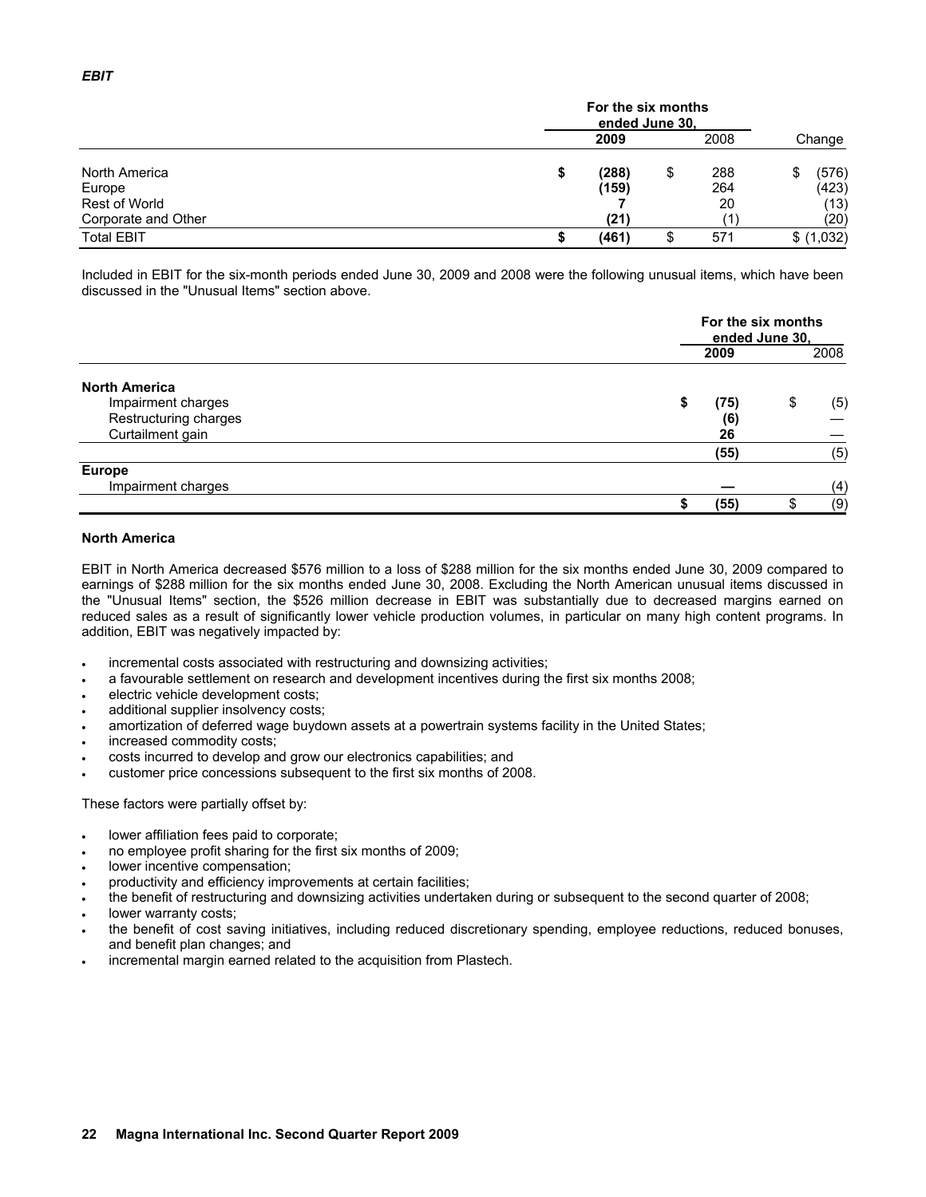### *EBIT*

| | For the six months ended June 30, | | |
|---|---|---|---|
| | **2009** | 2008 | Change |
| North America | **$ (288)** | $ 288 | $ (576) |
| Europe | **(159)** | 264 | (423) |
| Rest of World | **7** | 20 | (13) |
| Corporate and Other | **(21)** | (1) | (20) |
| Total EBIT | **$ (461)** | $ 571 | $ (1,032) |

Included in EBIT for the six-month periods ended June 30, 2009 and 2008 were the following unusual items, which have been discussed in the "Unusual Items" section above.

| | For the six months ended June 30, | |
|---|---|---|
| | **2009** | 2008 |
| **North America** | | |
| Impairment charges | **$ (75)** | $ (5) |
| Restructuring charges | **(6)** | — |
| Curtailment gain | **26** | — |
| | **(55)** | (5) |
| **Europe** | | |
| Impairment charges | **—** | (4) |
| | **$ (55)** | $ (9) |

**North America**

EBIT in North America decreased $576 million to a loss of $288 million for the six months ended June 30, 2009 compared to earnings of $288 million for the six months ended June 30, 2008. Excluding the North American unusual items discussed in the "Unusual Items" section, the $526 million decrease in EBIT was substantially due to decreased margins earned on reduced sales as a result of significantly lower vehicle production volumes, in particular on many high content programs. In addition, EBIT was negatively impacted by:

- incremental costs associated with restructuring and downsizing activities;
- a favourable settlement on research and development incentives during the first six months 2008;
- electric vehicle development costs;
- additional supplier insolvency costs;
- amortization of deferred wage buydown assets at a powertrain systems facility in the United States;
- increased commodity costs;
- costs incurred to develop and grow our electronics capabilities; and
- customer price concessions subsequent to the first six months of 2008.

These factors were partially offset by:

- lower affiliation fees paid to corporate;
- no employee profit sharing for the first six months of 2009;
- lower incentive compensation;
- productivity and efficiency improvements at certain facilities;
- the benefit of restructuring and downsizing activities undertaken during or subsequent to the second quarter of 2008;
- lower warranty costs;
- the benefit of cost saving initiatives, including reduced discretionary spending, employee reductions, reduced bonuses, and benefit plan changes; and
- incremental margin earned related to the acquisition from Plastech.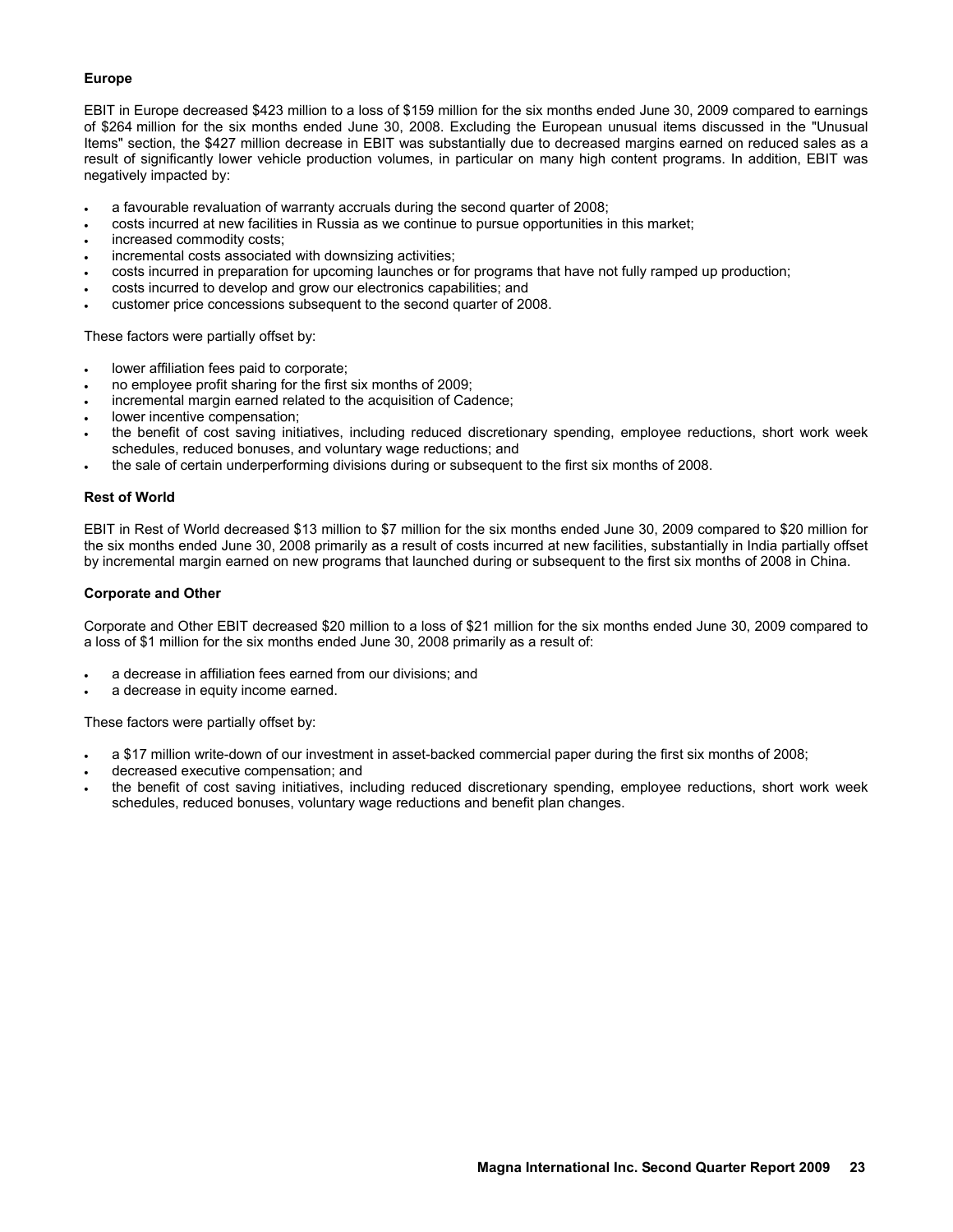**Europe**

EBIT in Europe decreased $423 million to a loss of $159 million for the six months ended June 30, 2009 compared to earnings of $264 million for the six months ended June 30, 2008. Excluding the European unusual items discussed in the "Unusual Items" section, the $427 million decrease in EBIT was substantially due to decreased margins earned on reduced sales as a result of significantly lower vehicle production volumes, in particular on many high content programs. In addition, EBIT was negatively impacted by:

- a favourable revaluation of warranty accruals during the second quarter of 2008;
- costs incurred at new facilities in Russia as we continue to pursue opportunities in this market;
- increased commodity costs;
- incremental costs associated with downsizing activities;
- costs incurred in preparation for upcoming launches or for programs that have not fully ramped up production;
- costs incurred to develop and grow our electronics capabilities; and
- customer price concessions subsequent to the second quarter of 2008.

These factors were partially offset by:

- lower affiliation fees paid to corporate;
- no employee profit sharing for the first six months of 2009;
- incremental margin earned related to the acquisition of Cadence;
- lower incentive compensation;
- the benefit of cost saving initiatives, including reduced discretionary spending, employee reductions, short work week schedules, reduced bonuses, and voluntary wage reductions; and
- the sale of certain underperforming divisions during or subsequent to the first six months of 2008.

**Rest of World**

EBIT in Rest of World decreased $13 million to $7 million for the six months ended June 30, 2009 compared to $20 million for the six months ended June 30, 2008 primarily as a result of costs incurred at new facilities, substantially in India partially offset by incremental margin earned on new programs that launched during or subsequent to the first six months of 2008 in China.

**Corporate and Other**

Corporate and Other EBIT decreased $20 million to a loss of $21 million for the six months ended June 30, 2009 compared to a loss of $1 million for the six months ended June 30, 2008 primarily as a result of:

- a decrease in affiliation fees earned from our divisions; and
- a decrease in equity income earned.

These factors were partially offset by:

- a $17 million write-down of our investment in asset-backed commercial paper during the first six months of 2008;
- decreased executive compensation; and
- the benefit of cost saving initiatives, including reduced discretionary spending, employee reductions, short work week schedules, reduced bonuses, voluntary wage reductions and benefit plan changes.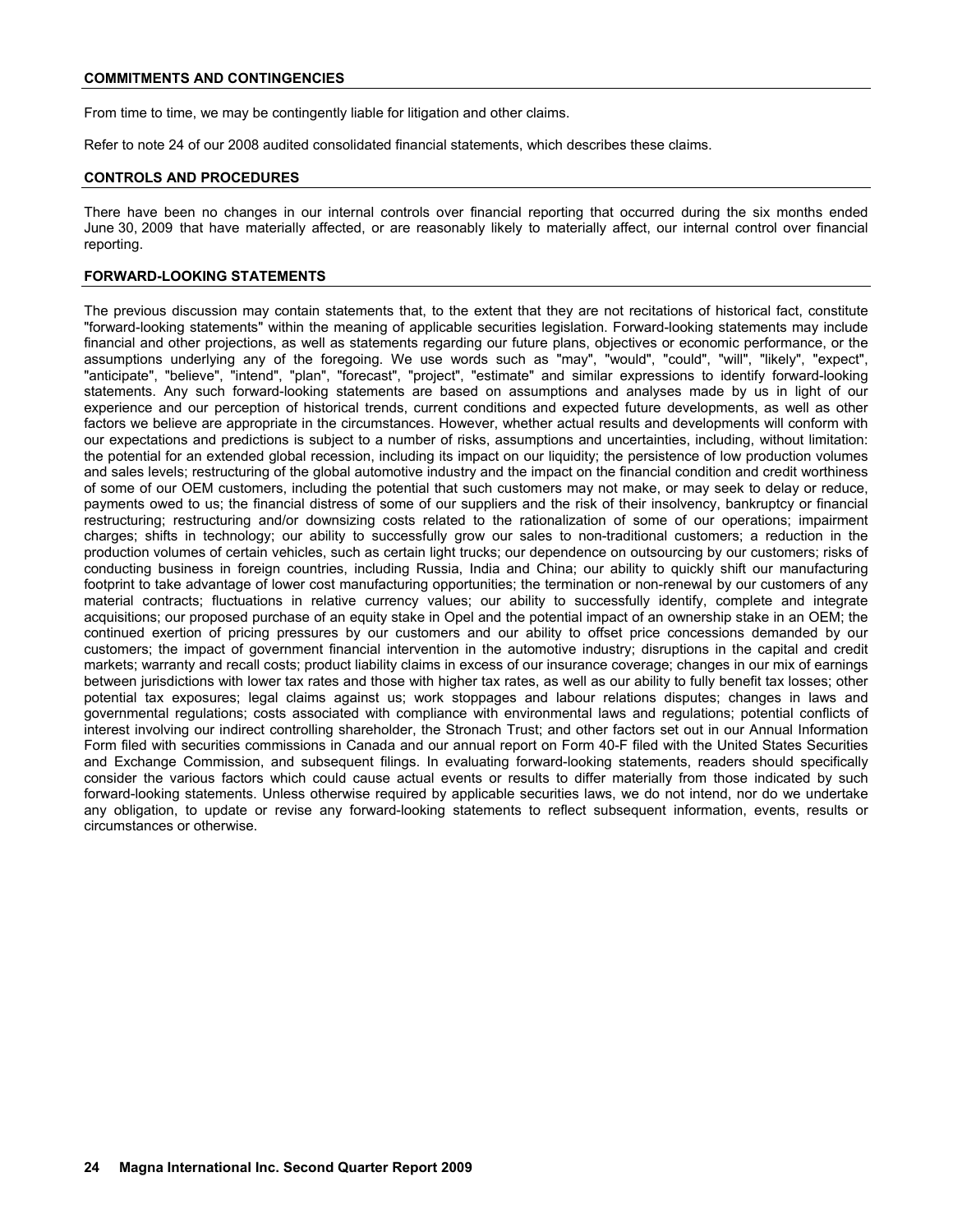## COMMITMENTS AND CONTINGENCIES

From time to time, we may be contingently liable for litigation and other claims.

Refer to note 24 of our 2008 audited consolidated financial statements, which describes these claims.

## CONTROLS AND PROCEDURES

There have been no changes in our internal controls over financial reporting that occurred during the six months ended June 30, 2009 that have materially affected, or are reasonably likely to materially affect, our internal control over financial reporting.

## FORWARD-LOOKING STATEMENTS

The previous discussion may contain statements that, to the extent that they are not recitations of historical fact, constitute "forward-looking statements" within the meaning of applicable securities legislation. Forward-looking statements may include financial and other projections, as well as statements regarding our future plans, objectives or economic performance, or the assumptions underlying any of the foregoing. We use words such as "may", "would", "could", "will", "likely", "expect", "anticipate", "believe", "intend", "plan", "forecast", "project", "estimate" and similar expressions to identify forward-looking statements. Any such forward-looking statements are based on assumptions and analyses made by us in light of our experience and our perception of historical trends, current conditions and expected future developments, as well as other factors we believe are appropriate in the circumstances. However, whether actual results and developments will conform with our expectations and predictions is subject to a number of risks, assumptions and uncertainties, including, without limitation: the potential for an extended global recession, including its impact on our liquidity; the persistence of low production volumes and sales levels; restructuring of the global automotive industry and the impact on the financial condition and credit worthiness of some of our OEM customers, including the potential that such customers may not make, or may seek to delay or reduce, payments owed to us; the financial distress of some of our suppliers and the risk of their insolvency, bankruptcy or financial restructuring; restructuring and/or downsizing costs related to the rationalization of some of our operations; impairment charges; shifts in technology; our ability to successfully grow our sales to non-traditional customers; a reduction in the production volumes of certain vehicles, such as certain light trucks; our dependence on outsourcing by our customers; risks of conducting business in foreign countries, including Russia, India and China; our ability to quickly shift our manufacturing footprint to take advantage of lower cost manufacturing opportunities; the termination or non-renewal by our customers of any material contracts; fluctuations in relative currency values; our ability to successfully identify, complete and integrate acquisitions; our proposed purchase of an equity stake in Opel and the potential impact of an ownership stake in an OEM; the continued exertion of pricing pressures by our customers and our ability to offset price concessions demanded by our customers; the impact of government financial intervention in the automotive industry; disruptions in the capital and credit markets; warranty and recall costs; product liability claims in excess of our insurance coverage; changes in our mix of earnings between jurisdictions with lower tax rates and those with higher tax rates, as well as our ability to fully benefit tax losses; other potential tax exposures; legal claims against us; work stoppages and labour relations disputes; changes in laws and governmental regulations; costs associated with compliance with environmental laws and regulations; potential conflicts of interest involving our indirect controlling shareholder, the Stronach Trust; and other factors set out in our Annual Information Form filed with securities commissions in Canada and our annual report on Form 40-F filed with the United States Securities and Exchange Commission, and subsequent filings. In evaluating forward-looking statements, readers should specifically consider the various factors which could cause actual events or results to differ materially from those indicated by such forward-looking statements. Unless otherwise required by applicable securities laws, we do not intend, nor do we undertake any obligation, to update or revise any forward-looking statements to reflect subsequent information, events, results or circumstances or otherwise.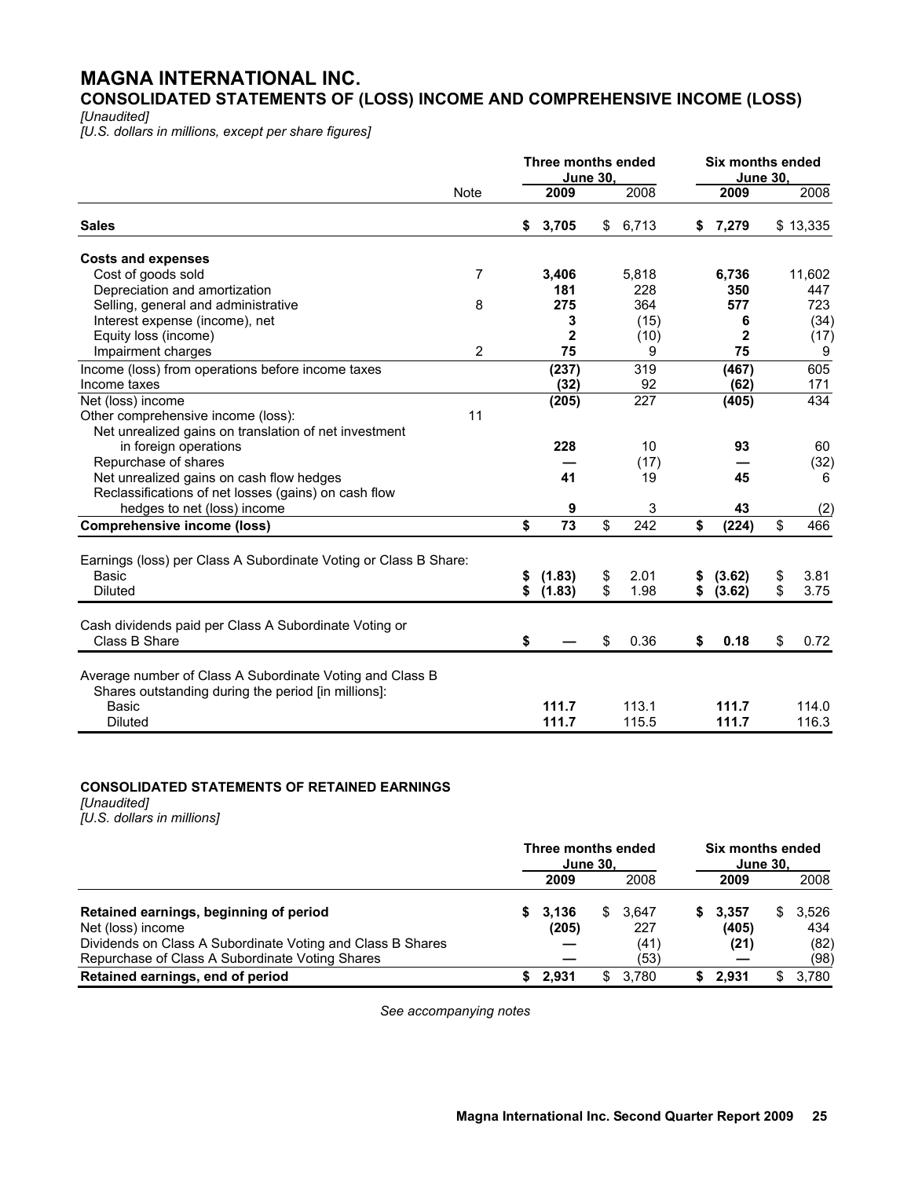# MAGNA INTERNATIONAL INC.

## CONSOLIDATED STATEMENTS OF (LOSS) INCOME AND COMPREHENSIVE INCOME (LOSS)

*[Unaudited]*
*[U.S. dollars in millions, except per share figures]*

| | Note | Three months ended June 30, 2009 | Three months ended June 30, 2008 | Six months ended June 30, 2009 | Six months ended June 30, 2008 |
|---|---|---|---|---|---|
| **Sales** | | **$ 3,705** | $ 6,713 | **$ 7,279** | $ 13,335 |
| **Costs and expenses** | | | | | |
| Cost of goods sold | 7 | **3,406** | 5,818 | **6,736** | 11,602 |
| Depreciation and amortization | | **181** | 228 | **350** | 447 |
| Selling, general and administrative | 8 | **275** | 364 | **577** | 723 |
| Interest expense (income), net | | **3** | (15) | **6** | (34) |
| Equity loss (income) | | **2** | (10) | **2** | (17) |
| Impairment charges | 2 | **75** | 9 | **75** | 9 |
| Income (loss) from operations before income taxes | | **(237)** | 319 | **(467)** | 605 |
| Income taxes | | **(32)** | 92 | **(62)** | 171 |
| Net (loss) income | | **(205)** | 227 | **(405)** | 434 |
| Other comprehensive income (loss): | 11 | | | | |
| Net unrealized gains on translation of net investment in foreign operations | | **228** | 10 | **93** | 60 |
| Repurchase of shares | | **—** | (17) | **—** | (32) |
| Net unrealized gains on cash flow hedges | | **41** | 19 | **45** | 6 |
| Reclassifications of net losses (gains) on cash flow hedges to net (loss) income | | **9** | 3 | **43** | (2) |
| **Comprehensive income (loss)** | | **$ 73** | $ 242 | **$ (224)** | $ 466 |
| Earnings (loss) per Class A Subordinate Voting or Class B Share: | | | | | |
| Basic | | **$ (1.83)** | $ 2.01 | **$ (3.62)** | $ 3.81 |
| Diluted | | **$ (1.83)** | $ 1.98 | **$ (3.62)** | $ 3.75 |
| Cash dividends paid per Class A Subordinate Voting or Class B Share | | **$ —** | $ 0.36 | **$ 0.18** | $ 0.72 |
| Average number of Class A Subordinate Voting and Class B Shares outstanding during the period [in millions]: | | | | | |
| Basic | | **111.7** | 113.1 | **111.7** | 114.0 |
| Diluted | | **111.7** | 115.5 | **111.7** | 116.3 |

### CONSOLIDATED STATEMENTS OF RETAINED EARNINGS

*[Unaudited]*
*[U.S. dollars in millions]*

| | Three months ended June 30, 2009 | Three months ended June 30, 2008 | Six months ended June 30, 2009 | Six months ended June 30, 2008 |
|---|---|---|---|---|
| **Retained earnings, beginning of period** | **$ 3,136** | $ 3,647 | **$ 3,357** | $ 3,526 |
| Net (loss) income | **(205)** | 227 | **(405)** | 434 |
| Dividends on Class A Subordinate Voting and Class B Shares | **—** | (41) | **(21)** | (82) |
| Repurchase of Class A Subordinate Voting Shares | **—** | (53) | **—** | (98) |
| **Retained earnings, end of period** | **$ 2,931** | $ 3,780 | **$ 2,931** | $ 3,780 |

*See accompanying notes*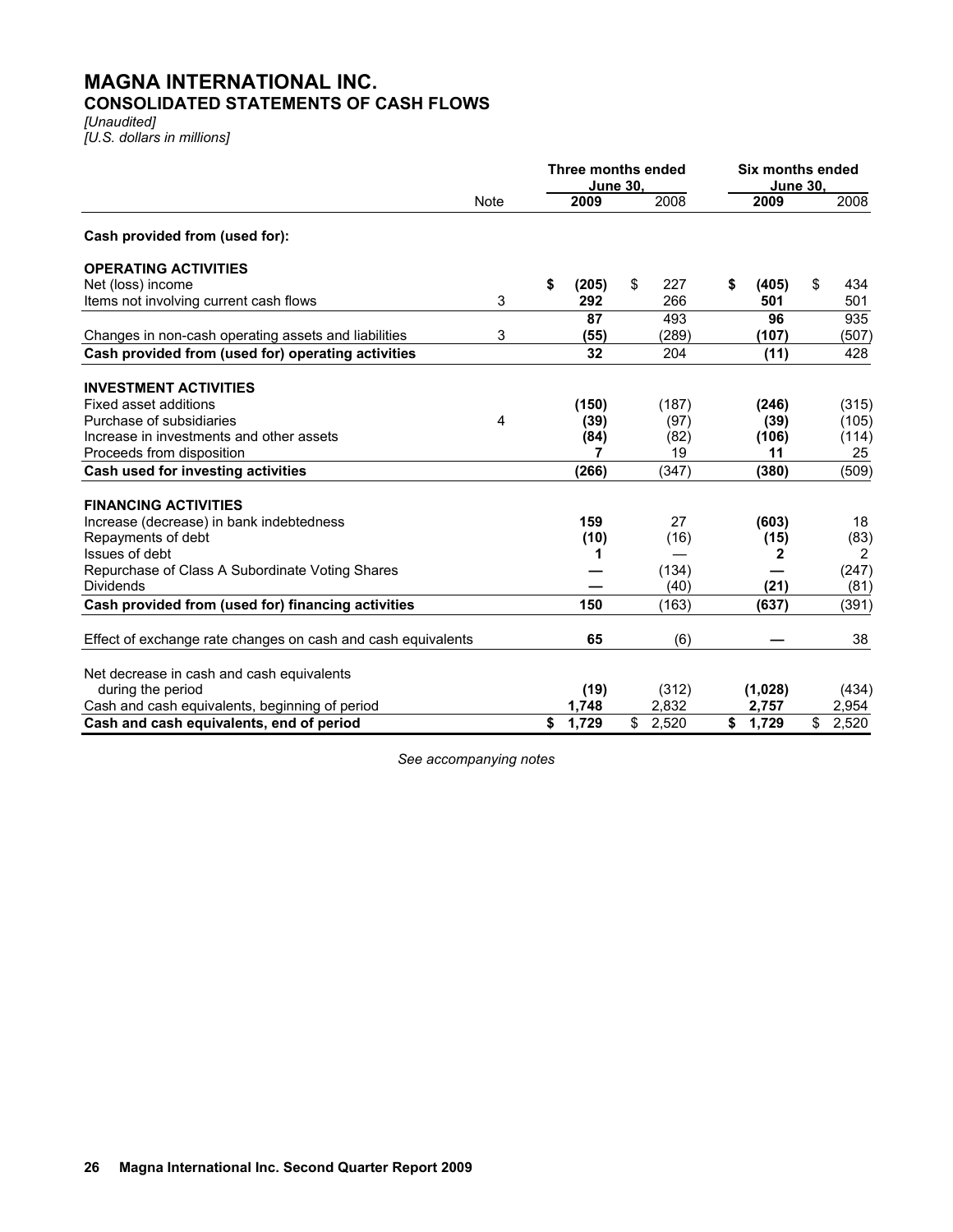# MAGNA INTERNATIONAL INC.

## CONSOLIDATED STATEMENTS OF CASH FLOWS

*[Unaudited]*
*[U.S. dollars in millions]*

| | Note | Three months ended June 30, 2009 | Three months ended June 30, 2008 | Six months ended June 30, 2009 | Six months ended June 30, 2008 |
|---|---|---|---|---|---|
| **Cash provided from (used for):** | | | | | |
| **OPERATING ACTIVITIES** | | | | | |
| Net (loss) income | | **$ (205)** | $ 227 | **$ (405)** | $ 434 |
| Items not involving current cash flows | 3 | **292** | 266 | **501** | 501 |
| | | **87** | 493 | **96** | 935 |
| Changes in non-cash operating assets and liabilities | 3 | **(55)** | (289) | **(107)** | (507) |
| **Cash provided from (used for) operating activities** | | **32** | 204 | **(11)** | 428 |
| **INVESTMENT ACTIVITIES** | | | | | |
| Fixed asset additions | | **(150)** | (187) | **(246)** | (315) |
| Purchase of subsidiaries | 4 | **(39)** | (97) | **(39)** | (105) |
| Increase in investments and other assets | | **(84)** | (82) | **(106)** | (114) |
| Proceeds from disposition | | **7** | 19 | **11** | 25 |
| **Cash used for investing activities** | | **(266)** | (347) | **(380)** | (509) |
| **FINANCING ACTIVITIES** | | | | | |
| Increase (decrease) in bank indebtedness | | **159** | 27 | **(603)** | 18 |
| Repayments of debt | | **(10)** | (16) | **(15)** | (83) |
| Issues of debt | | **1** | — | **2** | 2 |
| Repurchase of Class A Subordinate Voting Shares | | **—** | (134) | **—** | (247) |
| Dividends | | **—** | (40) | **(21)** | (81) |
| **Cash provided from (used for) financing activities** | | **150** | (163) | **(637)** | (391) |
| Effect of exchange rate changes on cash and cash equivalents | | **65** | (6) | **—** | 38 |
| Net decrease in cash and cash equivalents during the period | | **(19)** | (312) | **(1,028)** | (434) |
| Cash and cash equivalents, beginning of period | | **1,748** | 2,832 | **2,757** | 2,954 |
| **Cash and cash equivalents, end of period** | | **$ 1,729** | $ 2,520 | **$ 1,729** | $ 2,520 |

*See accompanying notes*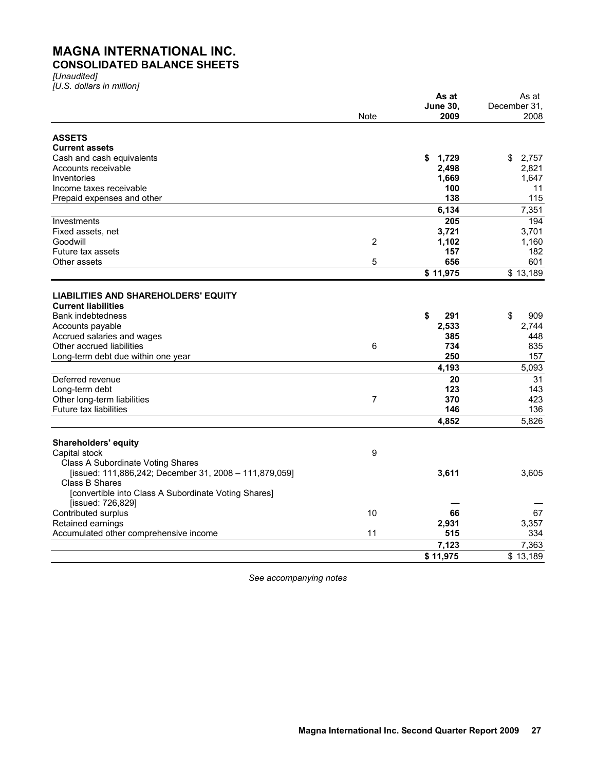# MAGNA INTERNATIONAL INC.

## CONSOLIDATED BALANCE SHEETS

*[Unaudited]*
*[U.S. dollars in million]*

| | Note | **As at June 30, 2009** | As at December 31, 2008 |
|---|---|---|---|
| **ASSETS** | | | |
| **Current assets** | | | |
| Cash and cash equivalents | | **$ 1,729** | $ 2,757 |
| Accounts receivable | | **2,498** | 2,821 |
| Inventories | | **1,669** | 1,647 |
| Income taxes receivable | | **100** | 11 |
| Prepaid expenses and other | | **138** | 115 |
| | | **6,134** | 7,351 |
| Investments | | **205** | 194 |
| Fixed assets, net | | **3,721** | 3,701 |
| Goodwill | 2 | **1,102** | 1,160 |
| Future tax assets | | **157** | 182 |
| Other assets | 5 | **656** | 601 |
| | | **$ 11,975** | $ 13,189 |
| **LIABILITIES AND SHAREHOLDERS' EQUITY** | | | |
| **Current liabilities** | | | |
| Bank indebtedness | | **$ 291** | $ 909 |
| Accounts payable | | **2,533** | 2,744 |
| Accrued salaries and wages | | **385** | 448 |
| Other accrued liabilities | 6 | **734** | 835 |
| Long-term debt due within one year | | **250** | 157 |
| | | **4,193** | 5,093 |
| Deferred revenue | | **20** | 31 |
| Long-term debt | | **123** | 143 |
| Other long-term liabilities | 7 | **370** | 423 |
| Future tax liabilities | | **146** | 136 |
| | | **4,852** | 5,826 |
| **Shareholders' equity** | | | |
| Capital stock | 9 | | |
| Class A Subordinate Voting Shares [issued: 111,886,242; December 31, 2008 – 111,879,059] | | **3,611** | 3,605 |
| Class B Shares [convertible into Class A Subordinate Voting Shares] [issued: 726,829] | | **—** | — |
| Contributed surplus | 10 | **66** | 67 |
| Retained earnings | | **2,931** | 3,357 |
| Accumulated other comprehensive income | 11 | **515** | 334 |
| | | **7,123** | 7,363 |
| | | **$ 11,975** | $ 13,189 |

*See accompanying notes*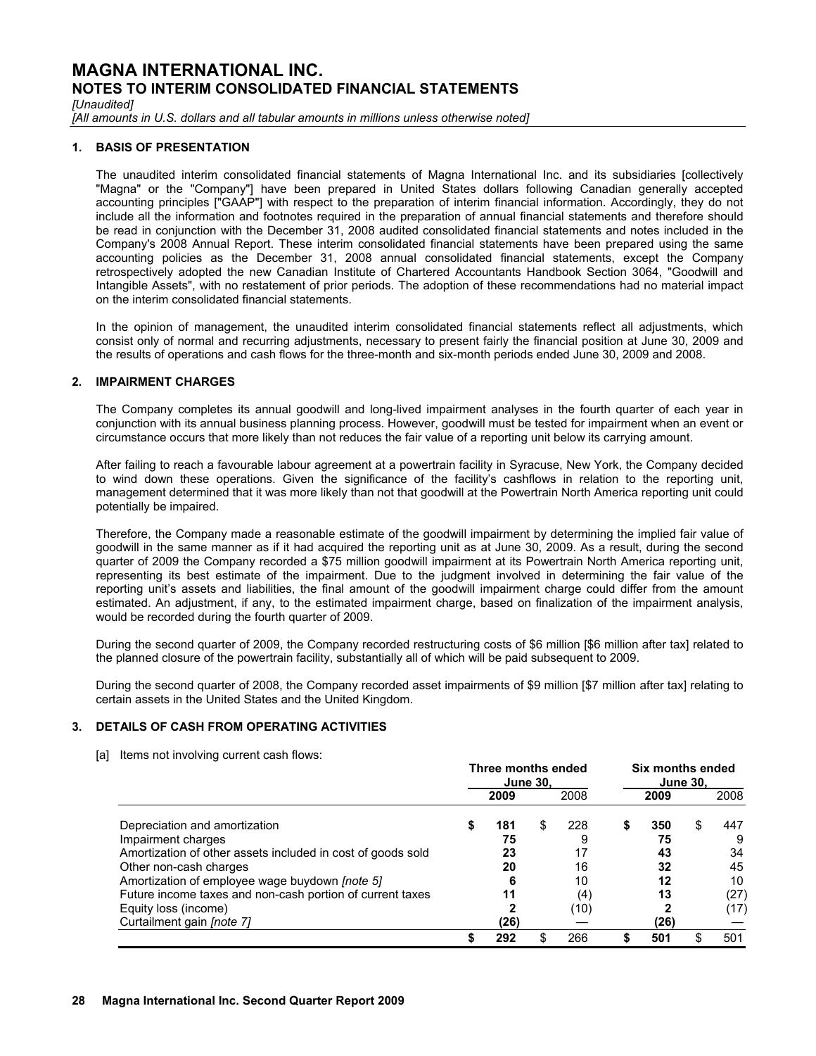# MAGNA INTERNATIONAL INC.
## NOTES TO INTERIM CONSOLIDATED FINANCIAL STATEMENTS

*[Unaudited]*
*[All amounts in U.S. dollars and all tabular amounts in millions unless otherwise noted]*

### 1. BASIS OF PRESENTATION

The unaudited interim consolidated financial statements of Magna International Inc. and its subsidiaries [collectively "Magna" or the "Company"] have been prepared in United States dollars following Canadian generally accepted accounting principles ["GAAP"] with respect to the preparation of interim financial information. Accordingly, they do not include all the information and footnotes required in the preparation of annual financial statements and therefore should be read in conjunction with the December 31, 2008 audited consolidated financial statements and notes included in the Company's 2008 Annual Report. These interim consolidated financial statements have been prepared using the same accounting policies as the December 31, 2008 annual consolidated financial statements, except the Company retrospectively adopted the new Canadian Institute of Chartered Accountants Handbook Section 3064, "Goodwill and Intangible Assets", with no restatement of prior periods. The adoption of these recommendations had no material impact on the interim consolidated financial statements.

In the opinion of management, the unaudited interim consolidated financial statements reflect all adjustments, which consist only of normal and recurring adjustments, necessary to present fairly the financial position at June 30, 2009 and the results of operations and cash flows for the three-month and six-month periods ended June 30, 2009 and 2008.

### 2. IMPAIRMENT CHARGES

The Company completes its annual goodwill and long-lived impairment analyses in the fourth quarter of each year in conjunction with its annual business planning process. However, goodwill must be tested for impairment when an event or circumstance occurs that more likely than not reduces the fair value of a reporting unit below its carrying amount.

After failing to reach a favourable labour agreement at a powertrain facility in Syracuse, New York, the Company decided to wind down these operations. Given the significance of the facility's cashflows in relation to the reporting unit, management determined that it was more likely than not that goodwill at the Powertrain North America reporting unit could potentially be impaired.

Therefore, the Company made a reasonable estimate of the goodwill impairment by determining the implied fair value of goodwill in the same manner as if it had acquired the reporting unit as at June 30, 2009. As a result, during the second quarter of 2009 the Company recorded a $75 million goodwill impairment at its Powertrain North America reporting unit, representing its best estimate of the impairment. Due to the judgment involved in determining the fair value of the reporting unit's assets and liabilities, the final amount of the goodwill impairment charge could differ from the amount estimated. An adjustment, if any, to the estimated impairment charge, based on finalization of the impairment analysis, would be recorded during the fourth quarter of 2009.

During the second quarter of 2009, the Company recorded restructuring costs of $6 million [$6 million after tax] related to the planned closure of the powertrain facility, substantially all of which will be paid subsequent to 2009.

During the second quarter of 2008, the Company recorded asset impairments of $9 million [$7 million after tax] relating to certain assets in the United States and the United Kingdom.

### 3. DETAILS OF CASH FROM OPERATING ACTIVITIES

[a] Items not involving current cash flows:

| | Three months ended June 30, | | Six months ended June 30, | |
|---|---|---|---|---|
| | **2009** | 2008 | **2009** | 2008 |
| Depreciation and amortization | **$ 181** | $ 228 | **$ 350** | $ 447 |
| Impairment charges | **75** | 9 | **75** | 9 |
| Amortization of other assets included in cost of goods sold | **23** | 17 | **43** | 34 |
| Other non-cash charges | **20** | 16 | **32** | 45 |
| Amortization of employee wage buydown *[note 5]* | **6** | 10 | **12** | 10 |
| Future income taxes and non-cash portion of current taxes | **11** | (4) | **13** | (27) |
| Equity loss (income) | **2** | (10) | **2** | (17) |
| Curtailment gain *[note 7]* | **(26)** | — | **(26)** | — |
| | **$ 292** | $ 266 | **$ 501** | $ 501 |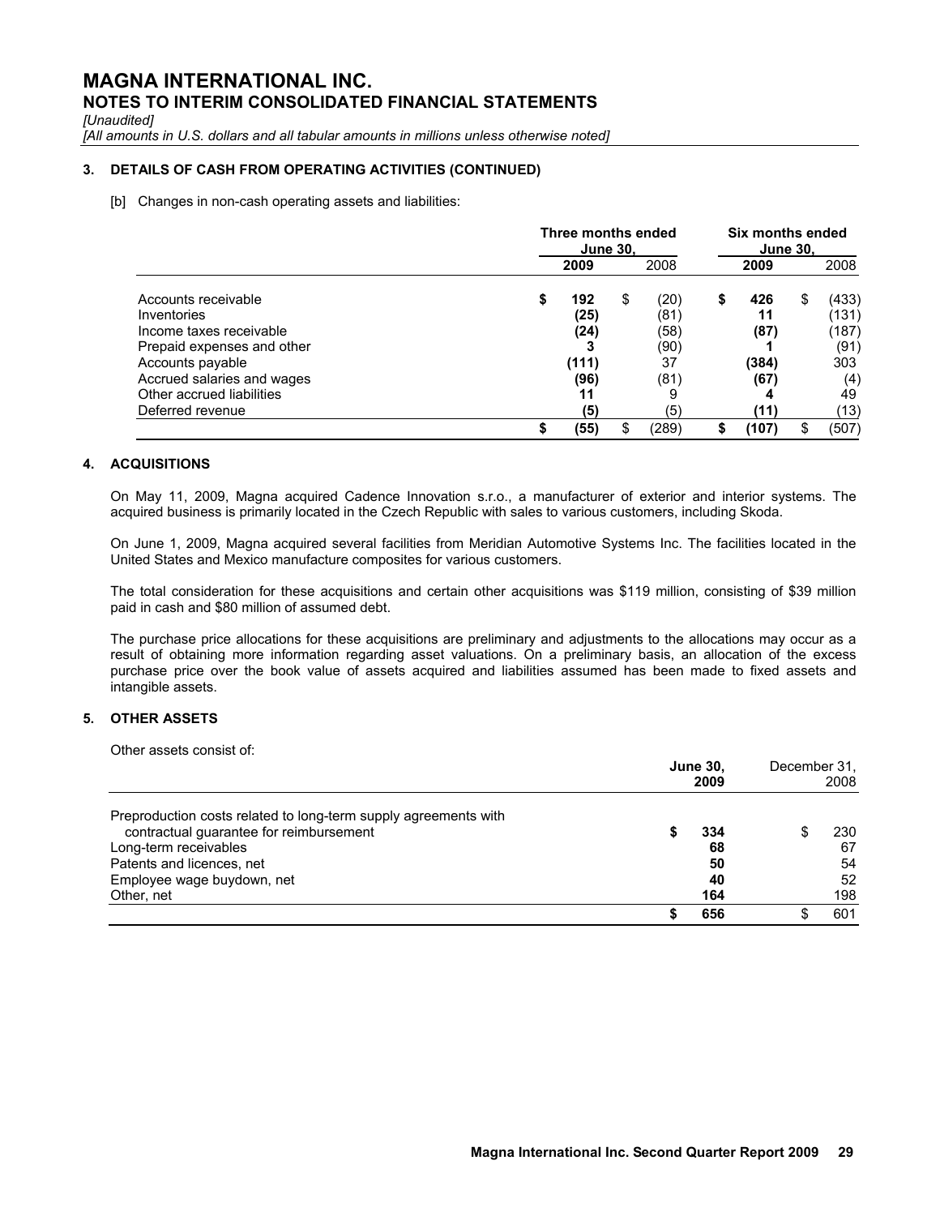# MAGNA INTERNATIONAL INC.

## NOTES TO INTERIM CONSOLIDATED FINANCIAL STATEMENTS

*[Unaudited]*

*[All amounts in U.S. dollars and all tabular amounts in millions unless otherwise noted]*

### 3. DETAILS OF CASH FROM OPERATING ACTIVITIES (CONTINUED)

[b] Changes in non-cash operating assets and liabilities:

| | Three months ended June 30, | | Six months ended June 30, | |
|---|---|---|---|---|
| | **2009** | 2008 | **2009** | 2008 |
| Accounts receivable | **$ 192** | $ (20) | **$ 426** | $ (433) |
| Inventories | **(25)** | (81) | **11** | (131) |
| Income taxes receivable | **(24)** | (58) | **(87)** | (187) |
| Prepaid expenses and other | **3** | (90) | **1** | (91) |
| Accounts payable | **(111)** | 37 | **(384)** | 303 |
| Accrued salaries and wages | **(96)** | (81) | **(67)** | (4) |
| Other accrued liabilities | **11** | 9 | **4** | 49 |
| Deferred revenue | **(5)** | (5) | **(11)** | (13) |
| | **$ (55)** | $ (289) | **$ (107)** | $ (507) |

### 4. ACQUISITIONS

On May 11, 2009, Magna acquired Cadence Innovation s.r.o., a manufacturer of exterior and interior systems. The acquired business is primarily located in the Czech Republic with sales to various customers, including Skoda.

On June 1, 2009, Magna acquired several facilities from Meridian Automotive Systems Inc. The facilities located in the United States and Mexico manufacture composites for various customers.

The total consideration for these acquisitions and certain other acquisitions was $119 million, consisting of $39 million paid in cash and $80 million of assumed debt.

The purchase price allocations for these acquisitions are preliminary and adjustments to the allocations may occur as a result of obtaining more information regarding asset valuations. On a preliminary basis, an allocation of the excess purchase price over the book value of assets acquired and liabilities assumed has been made to fixed assets and intangible assets.

### 5. OTHER ASSETS

Other assets consist of:

| | **June 30, 2009** | December 31, 2008 |
|---|---|---|
| Preproduction costs related to long-term supply agreements with contractual guarantee for reimbursement | **$ 334** | $ 230 |
| Long-term receivables | **68** | 67 |
| Patents and licences, net | **50** | 54 |
| Employee wage buydown, net | **40** | 52 |
| Other, net | **164** | 198 |
| | **$ 656** | $ 601 |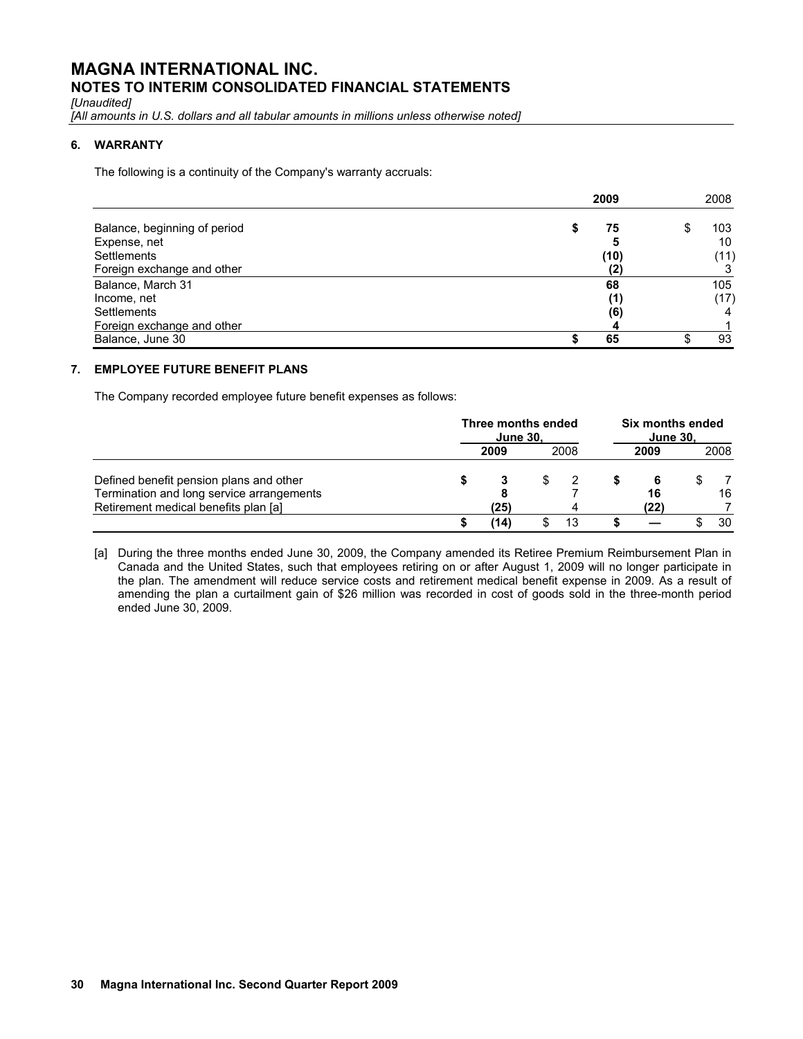# MAGNA INTERNATIONAL INC.

## NOTES TO INTERIM CONSOLIDATED FINANCIAL STATEMENTS

*[Unaudited]*

*[All amounts in U.S. dollars and all tabular amounts in millions unless otherwise noted]*

### 6. WARRANTY

The following is a continuity of the Company's warranty accruals:

| | **2009** | 2008 |
|---|---|---|
| Balance, beginning of period | **$ 75** | $ 103 |
| Expense, net | **5** | 10 |
| Settlements | **(10)** | (11) |
| Foreign exchange and other | **(2)** | 3 |
| Balance, March 31 | **68** | 105 |
| Income, net | **(1)** | (17) |
| Settlements | **(6)** | 4 |
| Foreign exchange and other | **4** | 1 |
| Balance, June 30 | **$ 65** | $ 93 |

### 7. EMPLOYEE FUTURE BENEFIT PLANS

The Company recorded employee future benefit expenses as follows:

| | **Three months ended June 30,** | | **Six months ended June 30,** | |
|---|---|---|---|---|
| | **2009** | 2008 | **2009** | 2008 |
| Defined benefit pension plans and other | **$ 3** | $ 2 | **$ 6** | $ 7 |
| Termination and long service arrangements | **8** | 7 | **16** | 16 |
| Retirement medical benefits plan [a] | **(25)** | 4 | **(22)** | 7 |
| | **$ (14)** | $ 13 | **$ —** | $ 30 |

[a] During the three months ended June 30, 2009, the Company amended its Retiree Premium Reimbursement Plan in Canada and the United States, such that employees retiring on or after August 1, 2009 will no longer participate in the plan. The amendment will reduce service costs and retirement medical benefit expense in 2009. As a result of amending the plan a curtailment gain of $26 million was recorded in cost of goods sold in the three-month period ended June 30, 2009.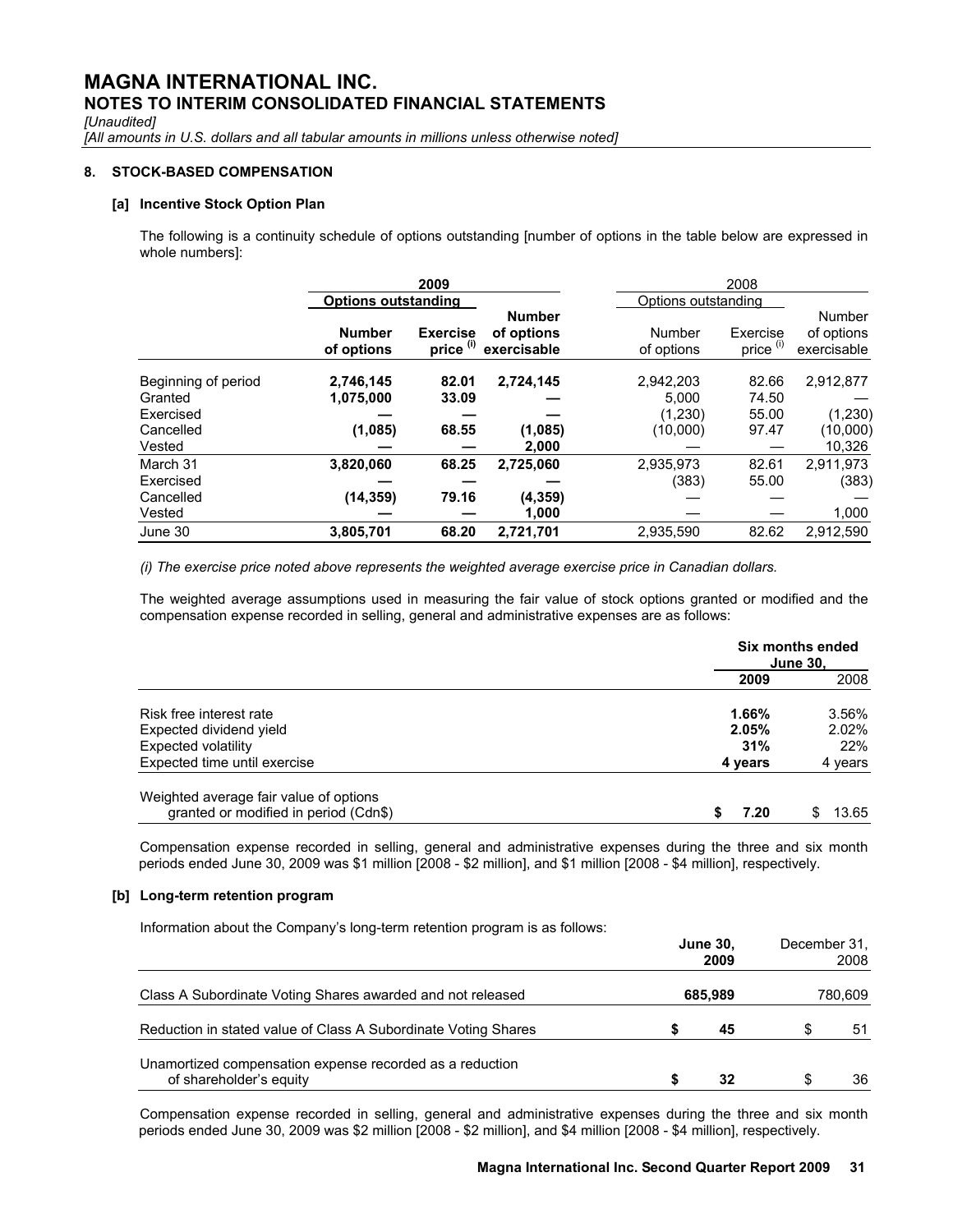# MAGNA INTERNATIONAL INC.
## NOTES TO INTERIM CONSOLIDATED FINANCIAL STATEMENTS

*[Unaudited]*
*[All amounts in U.S. dollars and all tabular amounts in millions unless otherwise noted]*

### 8. STOCK-BASED COMPENSATION

#### [a] Incentive Stock Option Plan

The following is a continuity schedule of options outstanding [number of options in the table below are expressed in whole numbers]:

| | **2009** | | | 2008 | | |
|---|---|---|---|---|---|---|
| | **Options outstanding** | | | Options outstanding | | |
| | **Number of options** | **Exercise price (i)** | **Number of options exercisable** | Number of options | Exercise price (i) | Number of options exercisable |
| Beginning of period | **2,746,145** | **82.01** | **2,724,145** | 2,942,203 | 82.66 | 2,912,877 |
| Granted | **1,075,000** | **33.09** | **—** | 5,000 | 74.50 | — |
| Exercised | **—** | **—** | **—** | (1,230) | 55.00 | (1,230) |
| Cancelled | **(1,085)** | **68.55** | **(1,085)** | (10,000) | 97.47 | (10,000) |
| Vested | **—** | **—** | **2,000** | — | — | 10,326 |
| March 31 | **3,820,060** | **68.25** | **2,725,060** | 2,935,973 | 82.61 | 2,911,973 |
| Exercised | **—** | **—** | **—** | (383) | 55.00 | (383) |
| Cancelled | **(14,359)** | **79.16** | **(4,359)** | — | — | — |
| Vested | **—** | **—** | **1,000** | — | — | 1,000 |
| June 30 | **3,805,701** | **68.20** | **2,721,701** | 2,935,590 | 82.62 | 2,912,590 |

*(i) The exercise price noted above represents the weighted average exercise price in Canadian dollars.*

The weighted average assumptions used in measuring the fair value of stock options granted or modified and the compensation expense recorded in selling, general and administrative expenses are as follows:

| | **Six months ended June 30,** | |
|---|---|---|
| | **2009** | 2008 |
| Risk free interest rate | **1.66%** | 3.56% |
| Expected dividend yield | **2.05%** | 2.02% |
| Expected volatility | **31%** | 22% |
| Expected time until exercise | **4 years** | 4 years |
| Weighted average fair value of options granted or modified in period (Cdn$) | **$ 7.20** | $ 13.65 |

Compensation expense recorded in selling, general and administrative expenses during the three and six month periods ended June 30, 2009 was $1 million [2008 - $2 million], and $1 million [2008 - $4 million], respectively.

#### [b] Long-term retention program

Information about the Company's long-term retention program is as follows:

| | **June 30, 2009** | December 31, 2008 |
|---|---|---|
| Class A Subordinate Voting Shares awarded and not released | **685,989** | 780,609 |
| Reduction in stated value of Class A Subordinate Voting Shares | **$ 45** | $ 51 |
| Unamortized compensation expense recorded as a reduction of shareholder's equity | **$ 32** | $ 36 |

Compensation expense recorded in selling, general and administrative expenses during the three and six month periods ended June 30, 2009 was $2 million [2008 - $2 million], and $4 million [2008 - $4 million], respectively.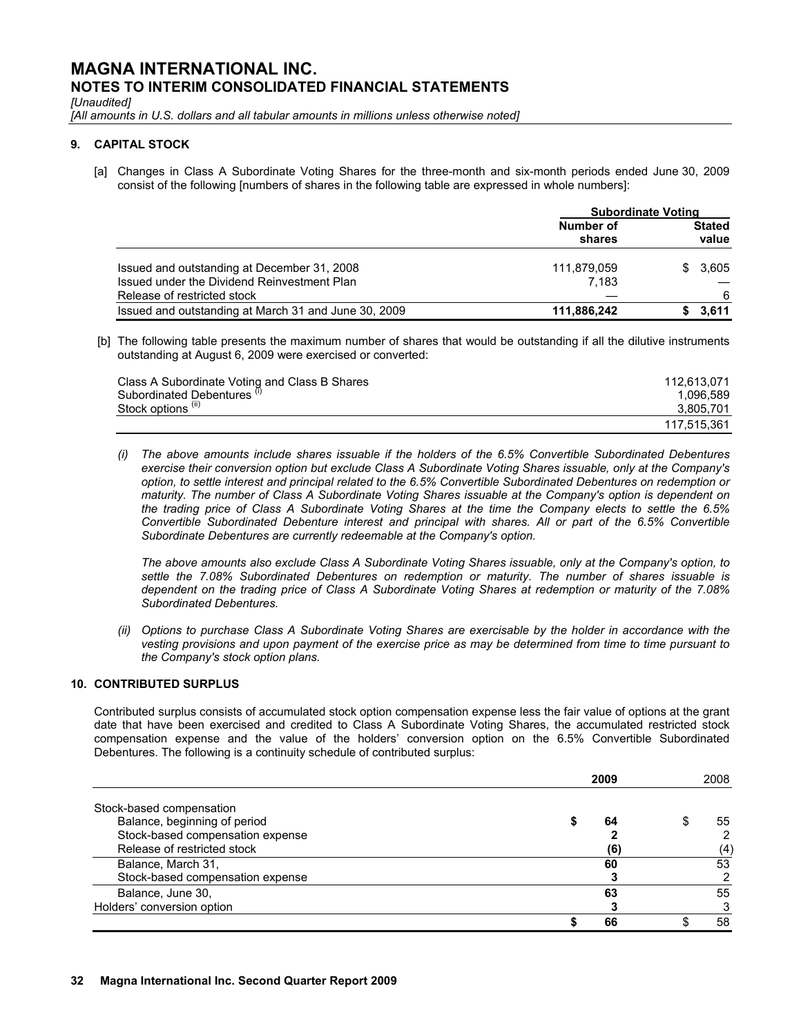# MAGNA INTERNATIONAL INC.

## NOTES TO INTERIM CONSOLIDATED FINANCIAL STATEMENTS

*[Unaudited]*

*[All amounts in U.S. dollars and all tabular amounts in millions unless otherwise noted]*

### 9. CAPITAL STOCK

[a] Changes in Class A Subordinate Voting Shares for the three-month and six-month periods ended June 30, 2009 consist of the following [numbers of shares in the following table are expressed in whole numbers]:

| | Subordinate Voting | |
|---|---|---|
| | Number of shares | Stated value |
| Issued and outstanding at December 31, 2008 | 111,879,059 | $ 3,605 |
| Issued under the Dividend Reinvestment Plan | 7,183 | — |
| Release of restricted stock | — | 6 |
| **Issued and outstanding at March 31 and June 30, 2009** | **111,886,242** | **$ 3,611** |

[b] The following table presents the maximum number of shares that would be outstanding if all the dilutive instruments outstanding at August 6, 2009 were exercised or converted:

| | |
|---|---|
| Class A Subordinate Voting and Class B Shares | 112,613,071 |
| Subordinated Debentures (i) | 1,096,589 |
| Stock options (ii) | 3,805,701 |
| | 117,515,361 |

*(i) The above amounts include shares issuable if the holders of the 6.5% Convertible Subordinated Debentures exercise their conversion option but exclude Class A Subordinate Voting Shares issuable, only at the Company's option, to settle interest and principal related to the 6.5% Convertible Subordinated Debentures on redemption or maturity. The number of Class A Subordinate Voting Shares issuable at the Company's option is dependent on the trading price of Class A Subordinate Voting Shares at the time the Company elects to settle the 6.5% Convertible Subordinated Debenture interest and principal with shares. All or part of the 6.5% Convertible Subordinate Debentures are currently redeemable at the Company's option.*

*The above amounts also exclude Class A Subordinate Voting Shares issuable, only at the Company's option, to settle the 7.08% Subordinated Debentures on redemption or maturity. The number of shares issuable is dependent on the trading price of Class A Subordinate Voting Shares at redemption or maturity of the 7.08% Subordinated Debentures.*

*(ii) Options to purchase Class A Subordinate Voting Shares are exercisable by the holder in accordance with the vesting provisions and upon payment of the exercise price as may be determined from time to time pursuant to the Company's stock option plans.*

### 10. CONTRIBUTED SURPLUS

Contributed surplus consists of accumulated stock option compensation expense less the fair value of options at the grant date that have been exercised and credited to Class A Subordinate Voting Shares, the accumulated restricted stock compensation expense and the value of the holders' conversion option on the 6.5% Convertible Subordinated Debentures. The following is a continuity schedule of contributed surplus:

| | **2009** | 2008 |
|---|---|---|
| Stock-based compensation | | |
| Balance, beginning of period | **$ 64** | $ 55 |
| Stock-based compensation expense | **2** | 2 |
| Release of restricted stock | **(6)** | (4) |
| Balance, March 31, | **60** | 53 |
| Stock-based compensation expense | **3** | 2 |
| Balance, June 30, | **63** | 55 |
| Holders' conversion option | **3** | 3 |
| | **$ 66** | $ 58 |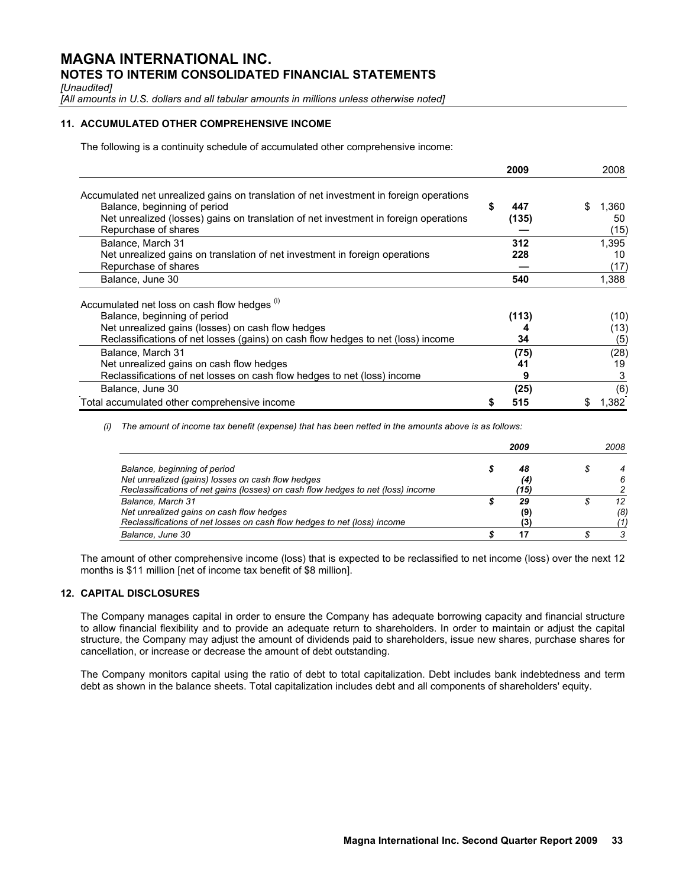# MAGNA INTERNATIONAL INC.

## NOTES TO INTERIM CONSOLIDATED FINANCIAL STATEMENTS

*[Unaudited]*

*[All amounts in U.S. dollars and all tabular amounts in millions unless otherwise noted]*

### 11. ACCUMULATED OTHER COMPREHENSIVE INCOME

The following is a continuity schedule of accumulated other comprehensive income:

| | **2009** | 2008 |
|---|---|---|
| Accumulated net unrealized gains on translation of net investment in foreign operations | | |
| Balance, beginning of period | **$ 447** | $ 1,360 |
| Net unrealized (losses) gains on translation of net investment in foreign operations | **(135)** | 50 |
| Repurchase of shares | **—** | (15) |
| Balance, March 31 | **312** | 1,395 |
| Net unrealized gains on translation of net investment in foreign operations | **228** | 10 |
| Repurchase of shares | **—** | (17) |
| Balance, June 30 | **540** | 1,388 |
| Accumulated net loss on cash flow hedges (i) | | |
| Balance, beginning of period | **(113)** | (10) |
| Net unrealized gains (losses) on cash flow hedges | **4** | (13) |
| Reclassifications of net losses (gains) on cash flow hedges to net (loss) income | **34** | (5) |
| Balance, March 31 | **(75)** | (28) |
| Net unrealized gains on cash flow hedges | **41** | 19 |
| Reclassifications of net losses on cash flow hedges to net (loss) income | **9** | 3 |
| Balance, June 30 | **(25)** | (6) |
| Total accumulated other comprehensive income | **$ 515** | $ 1,382 |

*(i) The amount of income tax benefit (expense) that has been netted in the amounts above is as follows:*

| | ***2009*** | *2008* |
|---|---|---|
| *Balance, beginning of period* | ***$ 48*** | *$ 4* |
| *Net unrealized (gains) losses on cash flow hedges* | ***(4)*** | *6* |
| *Reclassifications of net gains (losses) on cash flow hedges to net (loss) income* | ***(15)*** | *2* |
| *Balance, March 31* | ***$ 29*** | *$ 12* |
| *Net unrealized gains on cash flow hedges* | ***(9)*** | *(8)* |
| *Reclassifications of net losses on cash flow hedges to net (loss) income* | ***(3)*** | *(1)* |
| *Balance, June 30* | ***$ 17*** | *$ 3* |

The amount of other comprehensive income (loss) that is expected to be reclassified to net income (loss) over the next 12 months is $11 million [net of income tax benefit of $8 million].

### 12. CAPITAL DISCLOSURES

The Company manages capital in order to ensure the Company has adequate borrowing capacity and financial structure to allow financial flexibility and to provide an adequate return to shareholders. In order to maintain or adjust the capital structure, the Company may adjust the amount of dividends paid to shareholders, issue new shares, purchase shares for cancellation, or increase or decrease the amount of debt outstanding.

The Company monitors capital using the ratio of debt to total capitalization. Debt includes bank indebtedness and term debt as shown in the balance sheets. Total capitalization includes debt and all components of shareholders' equity.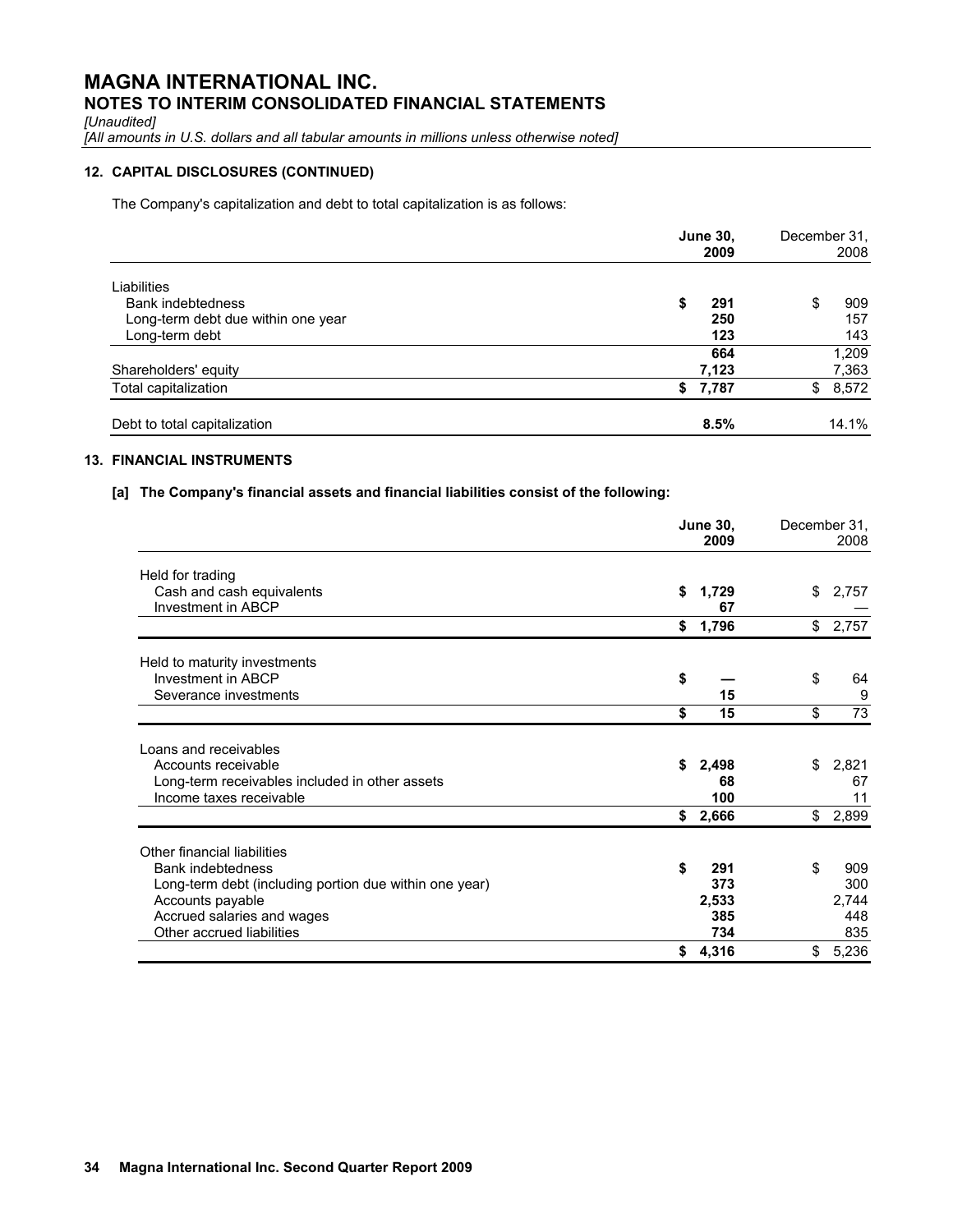# MAGNA INTERNATIONAL INC.

## NOTES TO INTERIM CONSOLIDATED FINANCIAL STATEMENTS

*[Unaudited]*

*[All amounts in U.S. dollars and all tabular amounts in millions unless otherwise noted]*

### 12. CAPITAL DISCLOSURES (CONTINUED)

The Company's capitalization and debt to total capitalization is as follows:

| | **June 30, 2009** | December 31, 2008 |
|---|---|---|
| Liabilities | | |
| Bank indebtedness | **$ 291** | $ 909 |
| Long-term debt due within one year | **250** | 157 |
| Long-term debt | **123** | 143 |
| | **664** | 1,209 |
| Shareholders' equity | **7,123** | 7,363 |
| Total capitalization | **$ 7,787** | $ 8,572 |
| Debt to total capitalization | **8.5%** | 14.1% |

### 13. FINANCIAL INSTRUMENTS

**[a] The Company's financial assets and financial liabilities consist of the following:**

| | **June 30, 2009** | December 31, 2008 |
|---|---|---|
| Held for trading | | |
| Cash and cash equivalents | **$ 1,729** | $ 2,757 |
| Investment in ABCP | **67** | — |
| | **$ 1,796** | $ 2,757 |
| Held to maturity investments | | |
| Investment in ABCP | **$ —** | $ 64 |
| Severance investments | **15** | 9 |
| | **$ 15** | $ 73 |
| Loans and receivables | | |
| Accounts receivable | **$ 2,498** | $ 2,821 |
| Long-term receivables included in other assets | **68** | 67 |
| Income taxes receivable | **100** | 11 |
| | **$ 2,666** | $ 2,899 |
| Other financial liabilities | | |
| Bank indebtedness | **$ 291** | $ 909 |
| Long-term debt (including portion due within one year) | **373** | 300 |
| Accounts payable | **2,533** | 2,744 |
| Accrued salaries and wages | **385** | 448 |
| Other accrued liabilities | **734** | 835 |
| | **$ 4,316** | $ 5,236 |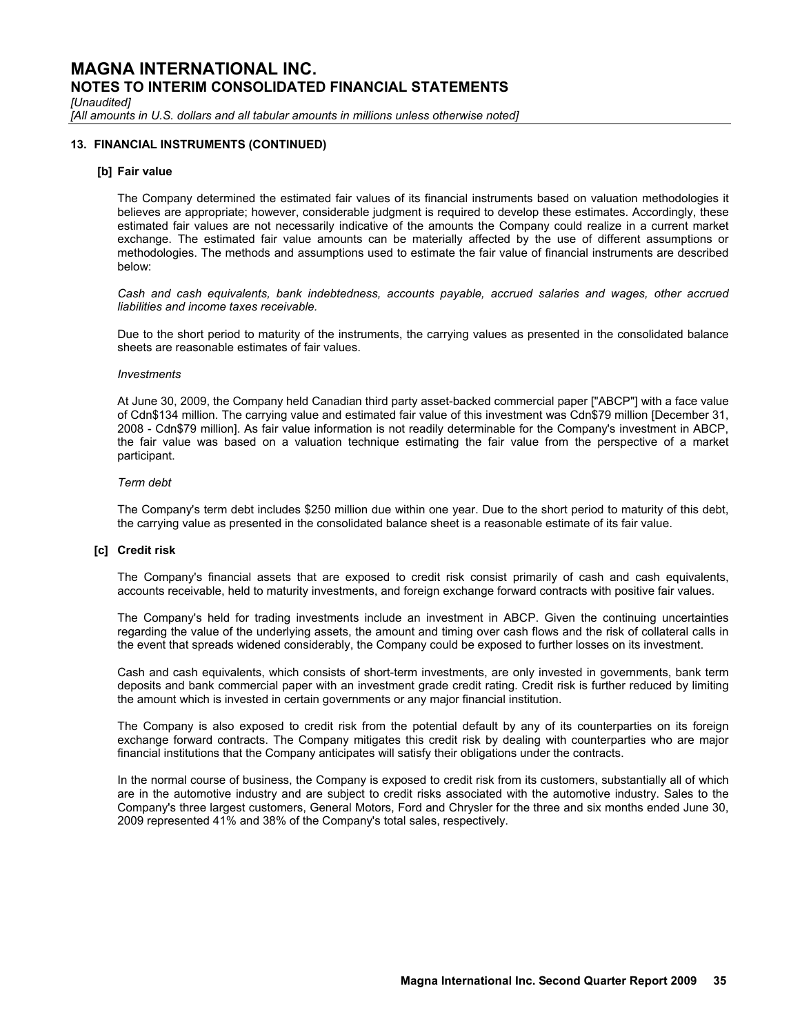# MAGNA INTERNATIONAL INC.

## NOTES TO INTERIM CONSOLIDATED FINANCIAL STATEMENTS

*[Unaudited]*

*[All amounts in U.S. dollars and all tabular amounts in millions unless otherwise noted]*

### 13. FINANCIAL INSTRUMENTS (CONTINUED)

#### [b] Fair value

The Company determined the estimated fair values of its financial instruments based on valuation methodologies it believes are appropriate; however, considerable judgment is required to develop these estimates. Accordingly, these estimated fair values are not necessarily indicative of the amounts the Company could realize in a current market exchange. The estimated fair value amounts can be materially affected by the use of different assumptions or methodologies. The methods and assumptions used to estimate the fair value of financial instruments are described below:

*Cash and cash equivalents, bank indebtedness, accounts payable, accrued salaries and wages, other accrued liabilities and income taxes receivable.*

Due to the short period to maturity of the instruments, the carrying values as presented in the consolidated balance sheets are reasonable estimates of fair values.

*Investments*

At June 30, 2009, the Company held Canadian third party asset-backed commercial paper ["ABCP"] with a face value of Cdn$134 million. The carrying value and estimated fair value of this investment was Cdn$79 million [December 31, 2008 - Cdn$79 million]. As fair value information is not readily determinable for the Company's investment in ABCP, the fair value was based on a valuation technique estimating the fair value from the perspective of a market participant.

*Term debt*

The Company's term debt includes $250 million due within one year. Due to the short period to maturity of this debt, the carrying value as presented in the consolidated balance sheet is a reasonable estimate of its fair value.

#### [c] Credit risk

The Company's financial assets that are exposed to credit risk consist primarily of cash and cash equivalents, accounts receivable, held to maturity investments, and foreign exchange forward contracts with positive fair values.

The Company's held for trading investments include an investment in ABCP. Given the continuing uncertainties regarding the value of the underlying assets, the amount and timing over cash flows and the risk of collateral calls in the event that spreads widened considerably, the Company could be exposed to further losses on its investment.

Cash and cash equivalents, which consists of short-term investments, are only invested in governments, bank term deposits and bank commercial paper with an investment grade credit rating. Credit risk is further reduced by limiting the amount which is invested in certain governments or any major financial institution.

The Company is also exposed to credit risk from the potential default by any of its counterparties on its foreign exchange forward contracts. The Company mitigates this credit risk by dealing with counterparties who are major financial institutions that the Company anticipates will satisfy their obligations under the contracts.

In the normal course of business, the Company is exposed to credit risk from its customers, substantially all of which are in the automotive industry and are subject to credit risks associated with the automotive industry. Sales to the Company's three largest customers, General Motors, Ford and Chrysler for the three and six months ended June 30, 2009 represented 41% and 38% of the Company's total sales, respectively.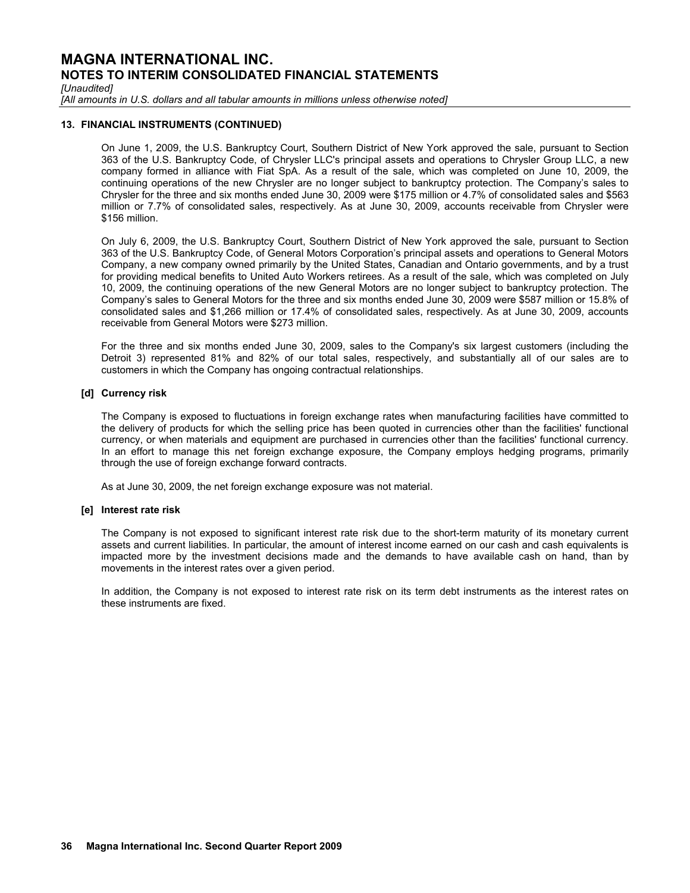# MAGNA INTERNATIONAL INC.

## NOTES TO INTERIM CONSOLIDATED FINANCIAL STATEMENTS

*[Unaudited]*

*[All amounts in U.S. dollars and all tabular amounts in millions unless otherwise noted]*

### 13. FINANCIAL INSTRUMENTS (CONTINUED)

On June 1, 2009, the U.S. Bankruptcy Court, Southern District of New York approved the sale, pursuant to Section 363 of the U.S. Bankruptcy Code, of Chrysler LLC's principal assets and operations to Chrysler Group LLC, a new company formed in alliance with Fiat SpA. As a result of the sale, which was completed on June 10, 2009, the continuing operations of the new Chrysler are no longer subject to bankruptcy protection. The Company's sales to Chrysler for the three and six months ended June 30, 2009 were $175 million or 4.7% of consolidated sales and $563 million or 7.7% of consolidated sales, respectively. As at June 30, 2009, accounts receivable from Chrysler were $156 million.

On July 6, 2009, the U.S. Bankruptcy Court, Southern District of New York approved the sale, pursuant to Section 363 of the U.S. Bankruptcy Code, of General Motors Corporation's principal assets and operations to General Motors Company, a new company owned primarily by the United States, Canadian and Ontario governments, and by a trust for providing medical benefits to United Auto Workers retirees. As a result of the sale, which was completed on July 10, 2009, the continuing operations of the new General Motors are no longer subject to bankruptcy protection. The Company's sales to General Motors for the three and six months ended June 30, 2009 were $587 million or 15.8% of consolidated sales and $1,266 million or 17.4% of consolidated sales, respectively. As at June 30, 2009, accounts receivable from General Motors were $273 million.

For the three and six months ended June 30, 2009, sales to the Company's six largest customers (including the Detroit 3) represented 81% and 82% of our total sales, respectively, and substantially all of our sales are to customers in which the Company has ongoing contractual relationships.

#### [d] Currency risk

The Company is exposed to fluctuations in foreign exchange rates when manufacturing facilities have committed to the delivery of products for which the selling price has been quoted in currencies other than the facilities' functional currency, or when materials and equipment are purchased in currencies other than the facilities' functional currency. In an effort to manage this net foreign exchange exposure, the Company employs hedging programs, primarily through the use of foreign exchange forward contracts.

As at June 30, 2009, the net foreign exchange exposure was not material.

#### [e] Interest rate risk

The Company is not exposed to significant interest rate risk due to the short-term maturity of its monetary current assets and current liabilities. In particular, the amount of interest income earned on our cash and cash equivalents is impacted more by the investment decisions made and the demands to have available cash on hand, than by movements in the interest rates over a given period.

In addition, the Company is not exposed to interest rate risk on its term debt instruments as the interest rates on these instruments are fixed.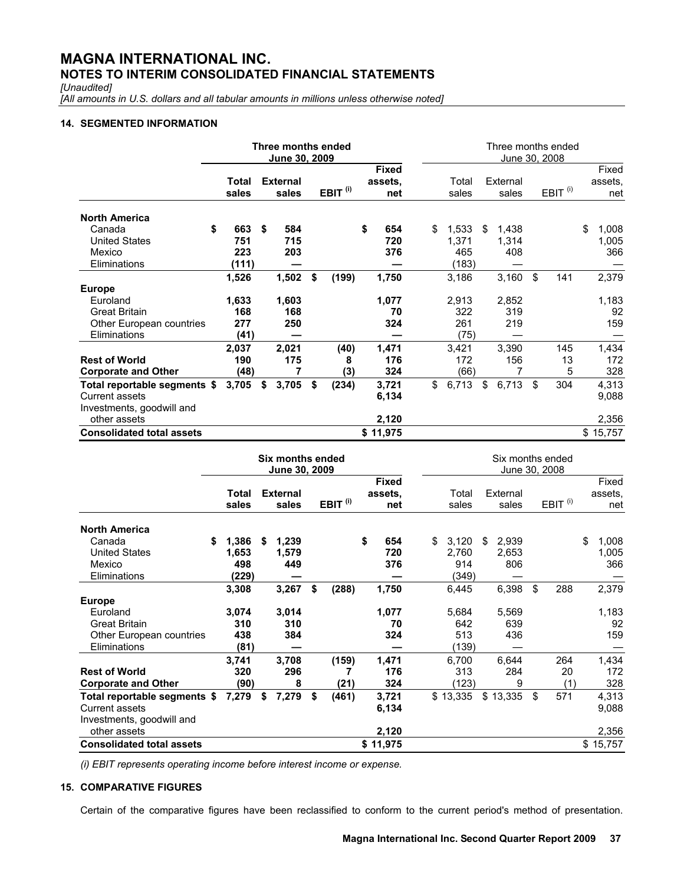# MAGNA INTERNATIONAL INC.
## NOTES TO INTERIM CONSOLIDATED FINANCIAL STATEMENTS

*[Unaudited]*

*[All amounts in U.S. dollars and all tabular amounts in millions unless otherwise noted]*

### 14. SEGMENTED INFORMATION

| | Three months ended June 30, 2009 | | | | Three months ended June 30, 2008 | | | |
|---|---|---|---|---|---|---|---|---|
| | **Total sales** | **External sales** | **EBIT (i)** | **Fixed assets, net** | Total sales | External sales | EBIT (i) | Fixed assets, net |
| **North America** | | | | | | | | |
| Canada | $ 663 | $ 584 | | $ 654 | $ 1,533 | $ 1,438 | | $ 1,008 |
| United States | 751 | 715 | | 720 | 1,371 | 1,314 | | 1,005 |
| Mexico | 223 | 203 | | 376 | 465 | 408 | | 366 |
| Eliminations | (111) | — | | — | (183) | — | | — |
| | 1,526 | 1,502 | $ (199) | 1,750 | 3,186 | 3,160 | $ 141 | 2,379 |
| **Europe** | | | | | | | | |
| Euroland | 1,633 | 1,603 | | 1,077 | 2,913 | 2,852 | | 1,183 |
| Great Britain | 168 | 168 | | 70 | 322 | 319 | | 92 |
| Other European countries | 277 | 250 | | 324 | 261 | 219 | | 159 |
| Eliminations | (41) | — | | — | (75) | — | | — |
| | 2,037 | 2,021 | (40) | 1,471 | 3,421 | 3,390 | 145 | 1,434 |
| **Rest of World** | 190 | 175 | 8 | 176 | 172 | 156 | 13 | 172 |
| **Corporate and Other** | (48) | 7 | (3) | 324 | (66) | 7 | 5 | 328 |
| **Total reportable segments** | $ 3,705 | $ 3,705 | $ (234) | 3,721 | $ 6,713 | $ 6,713 | $ 304 | 4,313 |
| Current assets | | | | 6,134 | | | | 9,088 |
| Investments, goodwill and other assets | | | | 2,120 | | | | 2,356 |
| **Consolidated total assets** | | | | $ 11,975 | | | | $ 15,757 |

| | Six months ended June 30, 2009 | | | | Six months ended June 30, 2008 | | | |
|---|---|---|---|---|---|---|---|---|
| | **Total sales** | **External sales** | **EBIT (i)** | **Fixed assets, net** | Total sales | External sales | EBIT (i) | Fixed assets, net |
| **North America** | | | | | | | | |
| Canada | $ 1,386 | $ 1,239 | | $ 654 | $ 3,120 | $ 2,939 | | $ 1,008 |
| United States | 1,653 | 1,579 | | 720 | 2,760 | 2,653 | | 1,005 |
| Mexico | 498 | 449 | | 376 | 914 | 806 | | 366 |
| Eliminations | (229) | — | | — | (349) | — | | — |
| | 3,308 | 3,267 | $ (288) | 1,750 | 6,445 | 6,398 | $ 288 | 2,379 |
| **Europe** | | | | | | | | |
| Euroland | 3,074 | 3,014 | | 1,077 | 5,684 | 5,569 | | 1,183 |
| Great Britain | 310 | 310 | | 70 | 642 | 639 | | 92 |
| Other European countries | 438 | 384 | | 324 | 513 | 436 | | 159 |
| Eliminations | (81) | — | | — | (139) | — | | — |
| | 3,741 | 3,708 | (159) | 1,471 | 6,700 | 6,644 | 264 | 1,434 |
| **Rest of World** | 320 | 296 | 7 | 176 | 313 | 284 | 20 | 172 |
| **Corporate and Other** | (90) | 8 | (21) | 324 | (123) | 9 | (1) | 328 |
| **Total reportable segments** | $ 7,279 | $ 7,279 | $ (461) | 3,721 | $ 13,335 | $ 13,335 | $ 571 | 4,313 |
| Current assets | | | | 6,134 | | | | 9,088 |
| Investments, goodwill and other assets | | | | 2,120 | | | | 2,356 |
| **Consolidated total assets** | | | | $ 11,975 | | | | $ 15,757 |

*(i) EBIT represents operating income before interest income or expense.*

### 15. COMPARATIVE FIGURES

Certain of the comparative figures have been reclassified to conform to the current period's method of presentation.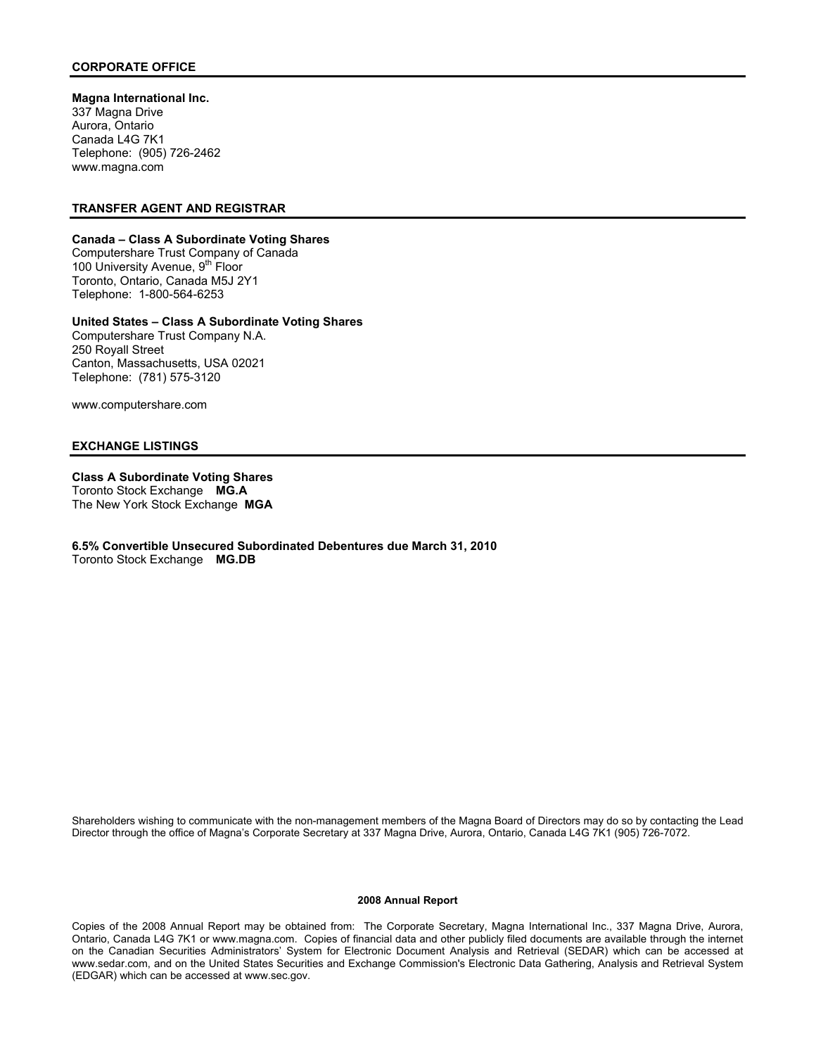## CORPORATE OFFICE

**Magna International Inc.**
337 Magna Drive
Aurora, Ontario
Canada L4G 7K1
Telephone: (905) 726-2462
www.magna.com

## TRANSFER AGENT AND REGISTRAR

**Canada – Class A Subordinate Voting Shares**
Computershare Trust Company of Canada
100 University Avenue, 9th Floor
Toronto, Ontario, Canada M5J 2Y1
Telephone: 1-800-564-6253

**United States – Class A Subordinate Voting Shares**
Computershare Trust Company N.A.
250 Royall Street
Canton, Massachusetts, USA 02021
Telephone: (781) 575-3120

www.computershare.com

## EXCHANGE LISTINGS

**Class A Subordinate Voting Shares**
Toronto Stock Exchange **MG.A**
The New York Stock Exchange **MGA**

**6.5% Convertible Unsecured Subordinated Debentures due March 31, 2010**
Toronto Stock Exchange **MG.DB**

Shareholders wishing to communicate with the non-management members of the Magna Board of Directors may do so by contacting the Lead Director through the office of Magna's Corporate Secretary at 337 Magna Drive, Aurora, Ontario, Canada L4G 7K1 (905) 726-7072.

**2008 Annual Report**

Copies of the 2008 Annual Report may be obtained from: The Corporate Secretary, Magna International Inc., 337 Magna Drive, Aurora, Ontario, Canada L4G 7K1 or www.magna.com. Copies of financial data and other publicly filed documents are available through the internet on the Canadian Securities Administrators' System for Electronic Document Analysis and Retrieval (SEDAR) which can be accessed at www.sedar.com, and on the United States Securities and Exchange Commission's Electronic Data Gathering, Analysis and Retrieval System (EDGAR) which can be accessed at www.sec.gov.